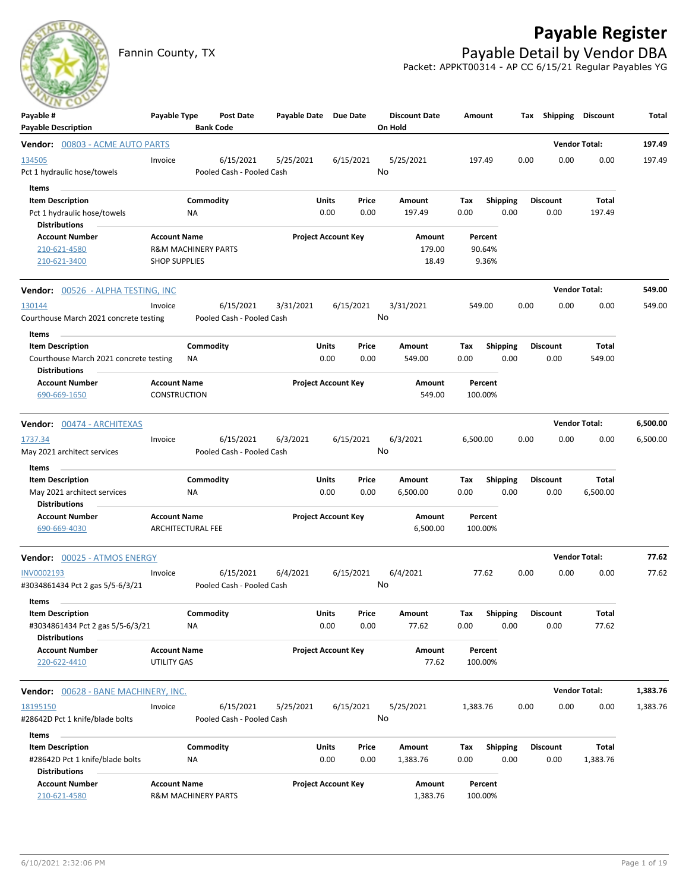# Payable Register

## Payable Detail by Vendor DBA

Fannin County, TX

Packet: APPKT00314 - AP CC 6/15/21 Regular Payables YG

| Payable # / Payable Description | Payable Type | Post Date / Bank Code | Payable Date | Due Date | Discount Date / On Hold | Amount | Tax | Shipping | Discount | Total |
|---|---|---|---|---|---|---|---|---|---|---|

**Vendor: 00803 - ACME AUTO PARTS** — Vendor Total: 197.49

| Payable # | Payable Type | Post Date | Payable Date | Due Date | Discount Date | Amount | Tax | Shipping | Discount | Total |
|---|---|---|---|---|---|---|---|---|---|---|
| 134505 | Invoice | 6/15/2021 | 5/25/2021 | 6/15/2021 | 5/25/2021 | 197.49 | 0.00 | 0.00 | 0.00 | 197.49 |

Pct 1 hydraulic hose/towels — Pooled Cash - Pooled Cash — On Hold: No

Items

| Item Description | Commodity | Units | Price | Amount | Tax | Shipping | Discount | Total |
|---|---|---|---|---|---|---|---|---|
| Pct 1 hydraulic hose/towels | NA | 0.00 | 0.00 | 197.49 | 0.00 | 0.00 | 0.00 | 197.49 |

Distributions

| Account Number | Account Name | Project Account Key | Amount | Percent |
|---|---|---|---|---|
| 210-621-4580 | R&M MACHINERY PARTS | | 179.00 | 90.64% |
| 210-621-3400 | SHOP SUPPLIES | | 18.49 | 9.36% |

**Vendor: 00526 - ALPHA TESTING, INC** — Vendor Total: 549.00

| Payable # | Payable Type | Post Date | Payable Date | Due Date | Discount Date | Amount | Tax | Shipping | Discount | Total |
|---|---|---|---|---|---|---|---|---|---|---|
| 130144 | Invoice | 6/15/2021 | 3/31/2021 | 6/15/2021 | 3/31/2021 | 549.00 | 0.00 | 0.00 | 0.00 | 549.00 |

Courthouse March 2021 concrete testing — Pooled Cash - Pooled Cash — On Hold: No

Items

| Item Description | Commodity | Units | Price | Amount | Tax | Shipping | Discount | Total |
|---|---|---|---|---|---|---|---|---|
| Courthouse March 2021 concrete testing | NA | 0.00 | 0.00 | 549.00 | 0.00 | 0.00 | 0.00 | 549.00 |

Distributions

| Account Number | Account Name | Project Account Key | Amount | Percent |
|---|---|---|---|---|
| 690-669-1650 | CONSTRUCTION | | 549.00 | 100.00% |

**Vendor: 00474 - ARCHITEXAS** — Vendor Total: 6,500.00

| Payable # | Payable Type | Post Date | Payable Date | Due Date | Discount Date | Amount | Tax | Shipping | Discount | Total |
|---|---|---|---|---|---|---|---|---|---|---|
| 1737.34 | Invoice | 6/15/2021 | 6/3/2021 | 6/15/2021 | 6/3/2021 | 6,500.00 | 0.00 | 0.00 | 0.00 | 6,500.00 |

May 2021 architect services — Pooled Cash - Pooled Cash — On Hold: No

Items

| Item Description | Commodity | Units | Price | Amount | Tax | Shipping | Discount | Total |
|---|---|---|---|---|---|---|---|---|
| May 2021 architect services | NA | 0.00 | 0.00 | 6,500.00 | 0.00 | 0.00 | 0.00 | 6,500.00 |

Distributions

| Account Number | Account Name | Project Account Key | Amount | Percent |
|---|---|---|---|---|
| 690-669-4030 | ARCHITECTURAL FEE | | 6,500.00 | 100.00% |

**Vendor: 00025 - ATMOS ENERGY** — Vendor Total: 77.62

| Payable # | Payable Type | Post Date | Payable Date | Due Date | Discount Date | Amount | Tax | Shipping | Discount | Total |
|---|---|---|---|---|---|---|---|---|---|---|
| INV0002193 | Invoice | 6/15/2021 | 6/4/2021 | 6/15/2021 | 6/4/2021 | 77.62 | 0.00 | 0.00 | 0.00 | 77.62 |

#3034861434 Pct 2 gas 5/5-6/3/21 — Pooled Cash - Pooled Cash — On Hold: No

Items

| Item Description | Commodity | Units | Price | Amount | Tax | Shipping | Discount | Total |
|---|---|---|---|---|---|---|---|---|
| #3034861434 Pct 2 gas 5/5-6/3/21 | NA | 0.00 | 0.00 | 77.62 | 0.00 | 0.00 | 0.00 | 77.62 |

Distributions

| Account Number | Account Name | Project Account Key | Amount | Percent |
|---|---|---|---|---|
| 220-622-4410 | UTILITY GAS | | 77.62 | 100.00% |

**Vendor: 00628 - BANE MACHINERY, INC.** — Vendor Total: 1,383.76

| Payable # | Payable Type | Post Date | Payable Date | Due Date | Discount Date | Amount | Tax | Shipping | Discount | Total |
|---|---|---|---|---|---|---|---|---|---|---|
| 18195150 | Invoice | 6/15/2021 | 5/25/2021 | 6/15/2021 | 5/25/2021 | 1,383.76 | 0.00 | 0.00 | 0.00 | 1,383.76 |

#28642D Pct 1 knife/blade bolts — Pooled Cash - Pooled Cash — On Hold: No

Items

| Item Description | Commodity | Units | Price | Amount | Tax | Shipping | Discount | Total |
|---|---|---|---|---|---|---|---|---|
| #28642D Pct 1 knife/blade bolts | NA | 0.00 | 0.00 | 1,383.76 | 0.00 | 0.00 | 0.00 | 1,383.76 |

Distributions

| Account Number | Account Name | Project Account Key | Amount | Percent |
|---|---|---|---|---|
| 210-621-4580 | R&M MACHINERY PARTS | | 1,383.76 | 100.00% |

6/10/2021 2:32:06 PM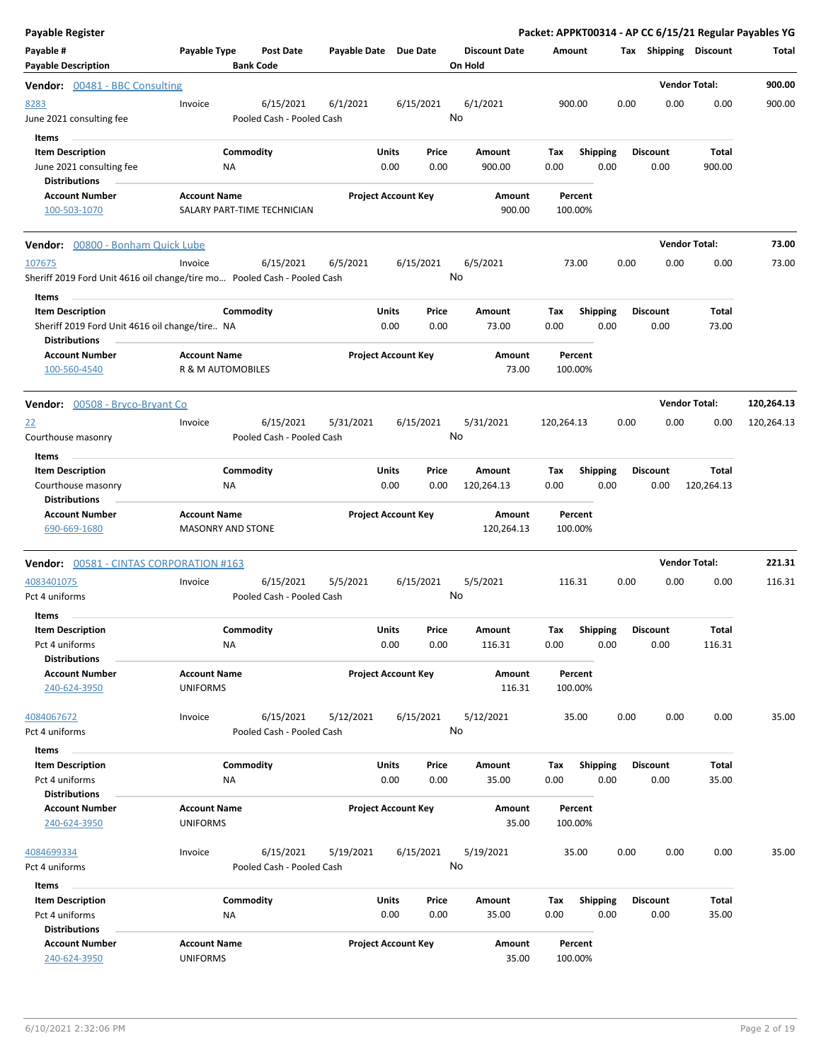**Payable Register** — Packet: APPKT00314 - AP CC 6/15/21 Regular Payables YG

| Payable # / Payable Description | Payable Type | Post Date / Bank Code | Payable Date | Due Date | Discount Date / On Hold | Amount | Tax | Shipping | Discount | Total |
|---|---|---|---|---|---|---|---|---|---|---|

**Vendor: 00481 - BBC Consulting** — Vendor Total: 900.00

| Payable # | Payable Type | Post Date | Payable Date | Due Date | Discount Date | Amount | Tax | Shipping | Discount | Total |
|---|---|---|---|---|---|---|---|---|---|---|
| 8283 | Invoice | 6/15/2021 | 6/1/2021 | 6/15/2021 | 6/1/2021 | 900.00 | 0.00 | 0.00 | 0.00 | 900.00 |
| June 2021 consulting fee | | Pooled Cash - Pooled Cash | | | No | | | | | |

Items

| Item Description | Commodity | Units | Price | Amount | Tax | Shipping | Discount | Total |
|---|---|---|---|---|---|---|---|---|
| June 2021 consulting fee | NA | 0.00 | 0.00 | 900.00 | 0.00 | 0.00 | 0.00 | 900.00 |

Distributions

| Account Number | Account Name | Project Account Key | Amount | Percent |
|---|---|---|---|---|
| 100-503-1070 | SALARY PART-TIME TECHNICIAN | | 900.00 | 100.00% |

**Vendor: 00800 - Bonham Quick Lube** — Vendor Total: 73.00

| Payable # | Payable Type | Post Date | Payable Date | Due Date | Discount Date | Amount | Tax | Shipping | Discount | Total |
|---|---|---|---|---|---|---|---|---|---|---|
| 107675 | Invoice | 6/15/2021 | 6/5/2021 | 6/15/2021 | 6/5/2021 | 73.00 | 0.00 | 0.00 | 0.00 | 73.00 |
| Sheriff 2019 Ford Unit 4616 oil change/tire mo… | | Pooled Cash - Pooled Cash | | | No | | | | | |

Items

| Item Description | Commodity | Units | Price | Amount | Tax | Shipping | Discount | Total |
|---|---|---|---|---|---|---|---|---|
| Sheriff 2019 Ford Unit 4616 oil change/tire.. | NA | 0.00 | 0.00 | 73.00 | 0.00 | 0.00 | 0.00 | 73.00 |

Distributions

| Account Number | Account Name | Project Account Key | Amount | Percent |
|---|---|---|---|---|
| 100-560-4540 | R & M AUTOMOBILES | | 73.00 | 100.00% |

**Vendor: 00508 - Bryco-Bryant Co** — Vendor Total: 120,264.13

| Payable # | Payable Type | Post Date | Payable Date | Due Date | Discount Date | Amount | Tax | Shipping | Discount | Total |
|---|---|---|---|---|---|---|---|---|---|---|
| 22 | Invoice | 6/15/2021 | 5/31/2021 | 6/15/2021 | 5/31/2021 | 120,264.13 | 0.00 | 0.00 | 0.00 | 120,264.13 |
| Courthouse masonry | | Pooled Cash - Pooled Cash | | | No | | | | | |

Items

| Item Description | Commodity | Units | Price | Amount | Tax | Shipping | Discount | Total |
|---|---|---|---|---|---|---|---|---|
| Courthouse masonry | NA | 0.00 | 0.00 | 120,264.13 | 0.00 | 0.00 | 0.00 | 120,264.13 |

Distributions

| Account Number | Account Name | Project Account Key | Amount | Percent |
|---|---|---|---|---|
| 690-669-1680 | MASONRY AND STONE | | 120,264.13 | 100.00% |

**Vendor: 00581 - CINTAS CORPORATION #163** — Vendor Total: 221.31

| Payable # | Payable Type | Post Date | Payable Date | Due Date | Discount Date | Amount | Tax | Shipping | Discount | Total |
|---|---|---|---|---|---|---|---|---|---|---|
| 4083401075 | Invoice | 6/15/2021 | 5/5/2021 | 6/15/2021 | 5/5/2021 | 116.31 | 0.00 | 0.00 | 0.00 | 116.31 |
| Pct 4 uniforms | | Pooled Cash - Pooled Cash | | | No | | | | | |

Items

| Item Description | Commodity | Units | Price | Amount | Tax | Shipping | Discount | Total |
|---|---|---|---|---|---|---|---|---|
| Pct 4 uniforms | NA | 0.00 | 0.00 | 116.31 | 0.00 | 0.00 | 0.00 | 116.31 |

Distributions

| Account Number | Account Name | Project Account Key | Amount | Percent |
|---|---|---|---|---|
| 240-624-3950 | UNIFORMS | | 116.31 | 100.00% |

| Payable # | Payable Type | Post Date | Payable Date | Due Date | Discount Date | Amount | Tax | Shipping | Discount | Total |
|---|---|---|---|---|---|---|---|---|---|---|
| 4084067672 | Invoice | 6/15/2021 | 5/12/2021 | 6/15/2021 | 5/12/2021 | 35.00 | 0.00 | 0.00 | 0.00 | 35.00 |
| Pct 4 uniforms | | Pooled Cash - Pooled Cash | | | No | | | | | |

Items

| Item Description | Commodity | Units | Price | Amount | Tax | Shipping | Discount | Total |
|---|---|---|---|---|---|---|---|---|
| Pct 4 uniforms | NA | 0.00 | 0.00 | 35.00 | 0.00 | 0.00 | 0.00 | 35.00 |

Distributions

| Account Number | Account Name | Project Account Key | Amount | Percent |
|---|---|---|---|---|
| 240-624-3950 | UNIFORMS | | 35.00 | 100.00% |

| Payable # | Payable Type | Post Date | Payable Date | Due Date | Discount Date | Amount | Tax | Shipping | Discount | Total |
|---|---|---|---|---|---|---|---|---|---|---|
| 4084699334 | Invoice | 6/15/2021 | 5/19/2021 | 6/15/2021 | 5/19/2021 | 35.00 | 0.00 | 0.00 | 0.00 | 35.00 |
| Pct 4 uniforms | | Pooled Cash - Pooled Cash | | | No | | | | | |

Items

| Item Description | Commodity | Units | Price | Amount | Tax | Shipping | Discount | Total |
|---|---|---|---|---|---|---|---|---|
| Pct 4 uniforms | NA | 0.00 | 0.00 | 35.00 | 0.00 | 0.00 | 0.00 | 35.00 |

Distributions

| Account Number | Account Name | Project Account Key | Amount | Percent |
|---|---|---|---|---|
| 240-624-3950 | UNIFORMS | | 35.00 | 100.00% |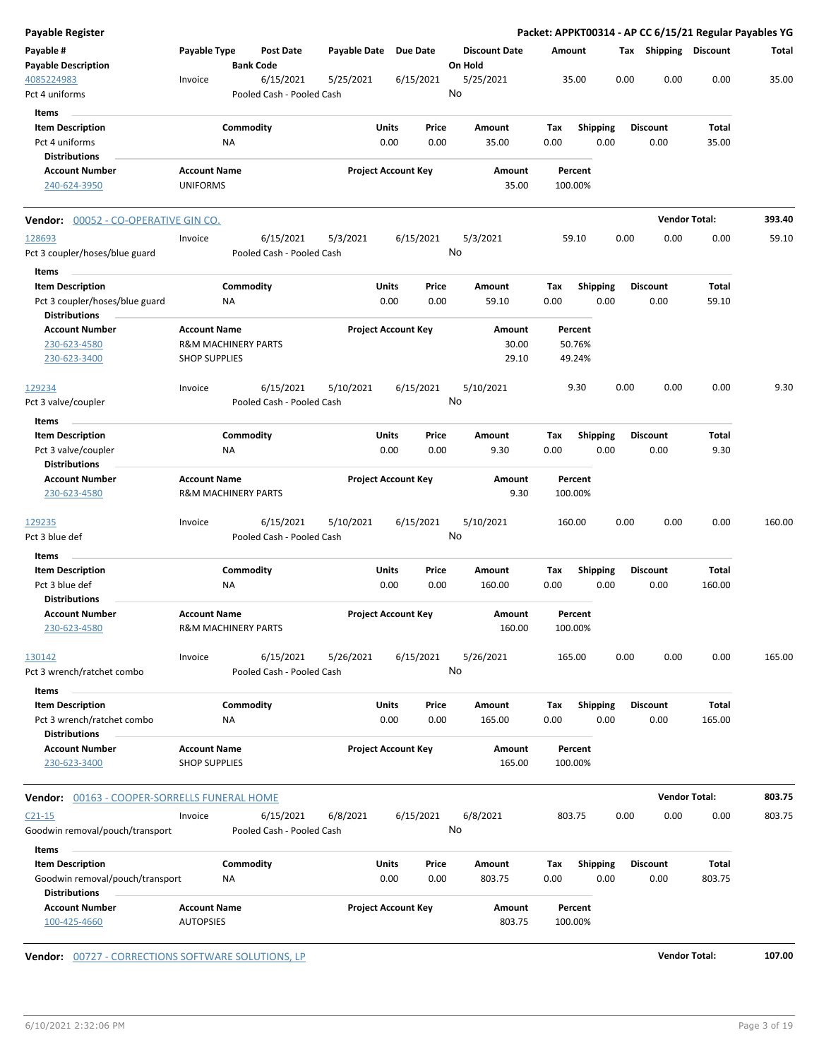**Payable Register** — Packet: APPKT00314 - AP CC 6/15/21 Regular Payables YG

| Payable # / Payable Description | Payable Type | Post Date / Bank Code | Payable Date | Due Date | Discount Date / On Hold | Amount | Tax | Shipping | Discount | Total |
|---|---|---|---|---|---|---|---|---|---|---|
| 4085224983 | Invoice | 6/15/2021 | 5/25/2021 | 6/15/2021 | 5/25/2021 | 35.00 | 0.00 | 0.00 | 0.00 | 35.00 |
| Pct 4 uniforms | | Pooled Cash - Pooled Cash | | | No | | | | | |

**Items**

| Item Description | Commodity | Units | Price | Amount | Tax | Shipping | Discount | Total |
|---|---|---|---|---|---|---|---|---|
| Pct 4 uniforms | NA | 0.00 | 0.00 | 35.00 | 0.00 | 0.00 | 0.00 | 35.00 |

**Distributions**

| Account Number | Account Name | Project Account Key | Amount | Percent |
|---|---|---|---|---|
| 240-624-3950 | UNIFORMS | | 35.00 | 100.00% |

**Vendor: 00052 - CO-OPERATIVE GIN CO.** — Vendor Total: **393.40**

| Payable # / Payable Description | Payable Type | Post Date / Bank Code | Payable Date | Due Date | Discount Date / On Hold | Amount | Tax | Shipping | Discount | Total |
|---|---|---|---|---|---|---|---|---|---|---|
| 128693 | Invoice | 6/15/2021 | 5/3/2021 | 6/15/2021 | 5/3/2021 | 59.10 | 0.00 | 0.00 | 0.00 | 59.10 |
| Pct 3 coupler/hoses/blue guard | | Pooled Cash - Pooled Cash | | | No | | | | | |

**Items**

| Item Description | Commodity | Units | Price | Amount | Tax | Shipping | Discount | Total |
|---|---|---|---|---|---|---|---|---|
| Pct 3 coupler/hoses/blue guard | NA | 0.00 | 0.00 | 59.10 | 0.00 | 0.00 | 0.00 | 59.10 |

**Distributions**

| Account Number | Account Name | Project Account Key | Amount | Percent |
|---|---|---|---|---|
| 230-623-4580 | R&M MACHINERY PARTS | | 30.00 | 50.76% |
| 230-623-3400 | SHOP SUPPLIES | | 29.10 | 49.24% |

| Payable # / Payable Description | Payable Type | Post Date / Bank Code | Payable Date | Due Date | Discount Date / On Hold | Amount | Tax | Shipping | Discount | Total |
|---|---|---|---|---|---|---|---|---|---|---|
| 129234 | Invoice | 6/15/2021 | 5/10/2021 | 6/15/2021 | 5/10/2021 | 9.30 | 0.00 | 0.00 | 0.00 | 9.30 |
| Pct 3 valve/coupler | | Pooled Cash - Pooled Cash | | | No | | | | | |

**Items**

| Item Description | Commodity | Units | Price | Amount | Tax | Shipping | Discount | Total |
|---|---|---|---|---|---|---|---|---|
| Pct 3 valve/coupler | NA | 0.00 | 0.00 | 9.30 | 0.00 | 0.00 | 0.00 | 9.30 |

**Distributions**

| Account Number | Account Name | Project Account Key | Amount | Percent |
|---|---|---|---|---|
| 230-623-4580 | R&M MACHINERY PARTS | | 9.30 | 100.00% |

| Payable # / Payable Description | Payable Type | Post Date / Bank Code | Payable Date | Due Date | Discount Date / On Hold | Amount | Tax | Shipping | Discount | Total |
|---|---|---|---|---|---|---|---|---|---|---|
| 129235 | Invoice | 6/15/2021 | 5/10/2021 | 6/15/2021 | 5/10/2021 | 160.00 | 0.00 | 0.00 | 0.00 | 160.00 |
| Pct 3 blue def | | Pooled Cash - Pooled Cash | | | No | | | | | |

**Items**

| Item Description | Commodity | Units | Price | Amount | Tax | Shipping | Discount | Total |
|---|---|---|---|---|---|---|---|---|
| Pct 3 blue def | NA | 0.00 | 0.00 | 160.00 | 0.00 | 0.00 | 0.00 | 160.00 |

**Distributions**

| Account Number | Account Name | Project Account Key | Amount | Percent |
|---|---|---|---|---|
| 230-623-4580 | R&M MACHINERY PARTS | | 160.00 | 100.00% |

| Payable # / Payable Description | Payable Type | Post Date / Bank Code | Payable Date | Due Date | Discount Date / On Hold | Amount | Tax | Shipping | Discount | Total |
|---|---|---|---|---|---|---|---|---|---|---|
| 130142 | Invoice | 6/15/2021 | 5/26/2021 | 6/15/2021 | 5/26/2021 | 165.00 | 0.00 | 0.00 | 0.00 | 165.00 |
| Pct 3 wrench/ratchet combo | | Pooled Cash - Pooled Cash | | | No | | | | | |

**Items**

| Item Description | Commodity | Units | Price | Amount | Tax | Shipping | Discount | Total |
|---|---|---|---|---|---|---|---|---|
| Pct 3 wrench/ratchet combo | NA | 0.00 | 0.00 | 165.00 | 0.00 | 0.00 | 0.00 | 165.00 |

**Distributions**

| Account Number | Account Name | Project Account Key | Amount | Percent |
|---|---|---|---|---|
| 230-623-3400 | SHOP SUPPLIES | | 165.00 | 100.00% |

**Vendor: 00163 - COOPER-SORRELLS FUNERAL HOME** — Vendor Total: **803.75**

| Payable # / Payable Description | Payable Type | Post Date / Bank Code | Payable Date | Due Date | Discount Date / On Hold | Amount | Tax | Shipping | Discount | Total |
|---|---|---|---|---|---|---|---|---|---|---|
| C21-15 | Invoice | 6/15/2021 | 6/8/2021 | 6/15/2021 | 6/8/2021 | 803.75 | 0.00 | 0.00 | 0.00 | 803.75 |
| Goodwin removal/pouch/transport | | Pooled Cash - Pooled Cash | | | No | | | | | |

**Items**

| Item Description | Commodity | Units | Price | Amount | Tax | Shipping | Discount | Total |
|---|---|---|---|---|---|---|---|---|
| Goodwin removal/pouch/transport | NA | 0.00 | 0.00 | 803.75 | 0.00 | 0.00 | 0.00 | 803.75 |

**Distributions**

| Account Number | Account Name | Project Account Key | Amount | Percent |
|---|---|---|---|---|
| 100-425-4660 | AUTOPSIES | | 803.75 | 100.00% |

**Vendor: 00727 - CORRECTIONS SOFTWARE SOLUTIONS, LP** — Vendor Total: **107.00**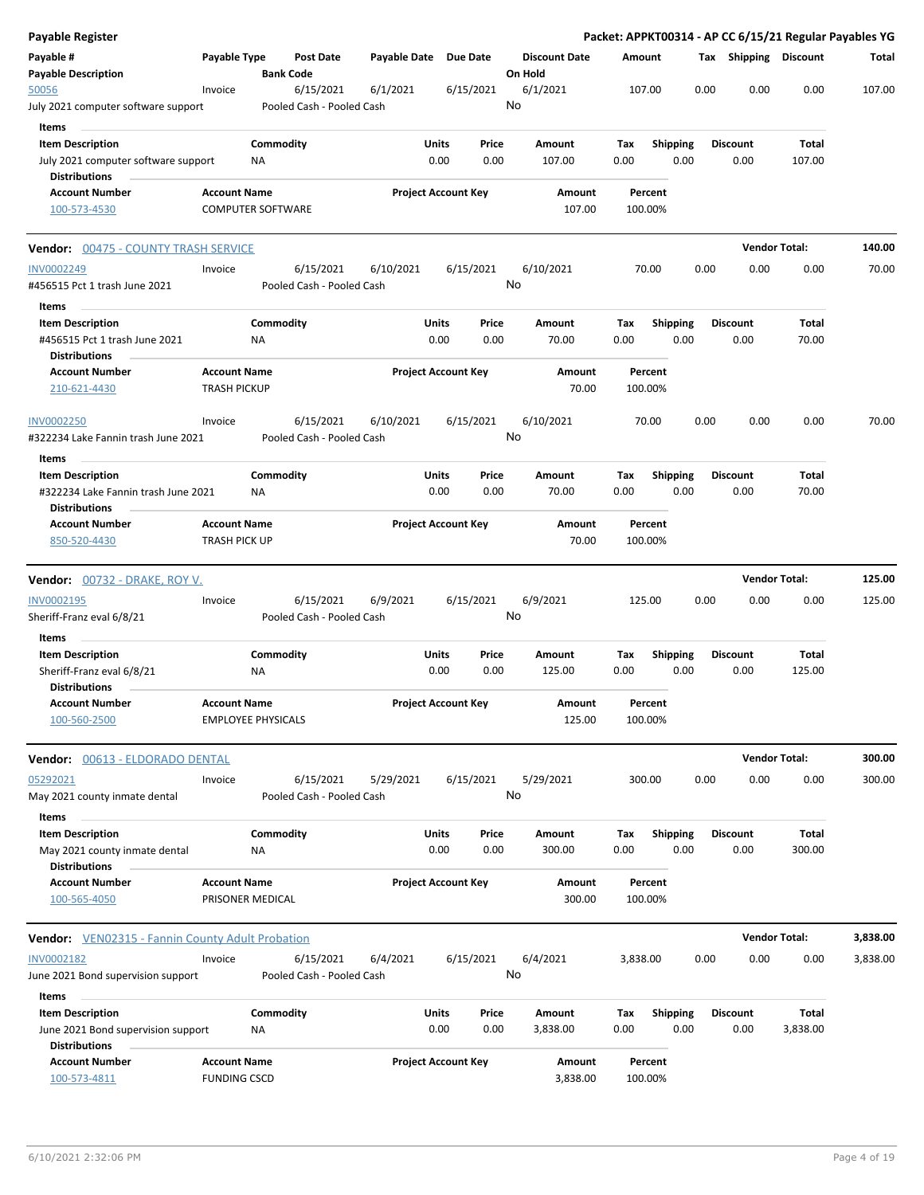**Payable Register** — **Packet: APPKT00314 - AP CC 6/15/21 Regular Payables YG**

| Payable # / Payable Description | Payable Type | Post Date / Bank Code | Payable Date | Due Date | Discount Date / On Hold | Amount | Tax | Shipping | Discount | Total |
|---|---|---|---|---|---|---|---|---|---|---|
| 50056 / July 2021 computer software support | Invoice | 6/15/2021 / Pooled Cash - Pooled Cash | 6/1/2021 | 6/15/2021 | 6/1/2021 / No | 107.00 | 0.00 | 0.00 | 0.00 | 107.00 |

Items

| Item Description | Commodity | Units | Price | Amount | Tax | Shipping | Discount | Total |
|---|---|---|---|---|---|---|---|---|
| July 2021 computer software support | NA | 0.00 | 0.00 | 107.00 | 0.00 | 0.00 | 0.00 | 107.00 |

Distributions

| Account Number | Account Name | Project Account Key | Amount | Percent |
|---|---|---|---|---|
| 100-573-4530 | COMPUTER SOFTWARE | | 107.00 | 100.00% |

**Vendor: 00475 - COUNTY TRASH SERVICE** — **Vendor Total: 140.00**

| Payable # / Payable Description | Payable Type | Post Date / Bank Code | Payable Date | Due Date | Discount Date / On Hold | Amount | Tax | Shipping | Discount | Total |
|---|---|---|---|---|---|---|---|---|---|---|
| INV0002249 / #456515 Pct 1 trash June 2021 | Invoice | 6/15/2021 / Pooled Cash - Pooled Cash | 6/10/2021 | 6/15/2021 | 6/10/2021 / No | 70.00 | 0.00 | 0.00 | 0.00 | 70.00 |

Items

| Item Description | Commodity | Units | Price | Amount | Tax | Shipping | Discount | Total |
|---|---|---|---|---|---|---|---|---|
| #456515 Pct 1 trash June 2021 | NA | 0.00 | 0.00 | 70.00 | 0.00 | 0.00 | 0.00 | 70.00 |

Distributions

| Account Number | Account Name | Project Account Key | Amount | Percent |
|---|---|---|---|---|
| 210-621-4430 | TRASH PICKUP | | 70.00 | 100.00% |

| Payable # / Payable Description | Payable Type | Post Date / Bank Code | Payable Date | Due Date | Discount Date / On Hold | Amount | Tax | Shipping | Discount | Total |
|---|---|---|---|---|---|---|---|---|---|---|
| INV0002250 / #322234 Lake Fannin trash June 2021 | Invoice | 6/15/2021 / Pooled Cash - Pooled Cash | 6/10/2021 | 6/15/2021 | 6/10/2021 / No | 70.00 | 0.00 | 0.00 | 0.00 | 70.00 |

Items

| Item Description | Commodity | Units | Price | Amount | Tax | Shipping | Discount | Total |
|---|---|---|---|---|---|---|---|---|
| #322234 Lake Fannin trash June 2021 | NA | 0.00 | 0.00 | 70.00 | 0.00 | 0.00 | 0.00 | 70.00 |

Distributions

| Account Number | Account Name | Project Account Key | Amount | Percent |
|---|---|---|---|---|
| 850-520-4430 | TRASH PICK UP | | 70.00 | 100.00% |

**Vendor: 00732 - DRAKE, ROY V.** — **Vendor Total: 125.00**

| Payable # / Payable Description | Payable Type | Post Date / Bank Code | Payable Date | Due Date | Discount Date / On Hold | Amount | Tax | Shipping | Discount | Total |
|---|---|---|---|---|---|---|---|---|---|---|
| INV0002195 / Sheriff-Franz eval 6/8/21 | Invoice | 6/15/2021 / Pooled Cash - Pooled Cash | 6/9/2021 | 6/15/2021 | 6/9/2021 / No | 125.00 | 0.00 | 0.00 | 0.00 | 125.00 |

Items

| Item Description | Commodity | Units | Price | Amount | Tax | Shipping | Discount | Total |
|---|---|---|---|---|---|---|---|---|
| Sheriff-Franz eval 6/8/21 | NA | 0.00 | 0.00 | 125.00 | 0.00 | 0.00 | 0.00 | 125.00 |

Distributions

| Account Number | Account Name | Project Account Key | Amount | Percent |
|---|---|---|---|---|
| 100-560-2500 | EMPLOYEE PHYSICALS | | 125.00 | 100.00% |

**Vendor: 00613 - ELDORADO DENTAL** — **Vendor Total: 300.00**

| Payable # / Payable Description | Payable Type | Post Date / Bank Code | Payable Date | Due Date | Discount Date / On Hold | Amount | Tax | Shipping | Discount | Total |
|---|---|---|---|---|---|---|---|---|---|---|
| 05292021 / May 2021 county inmate dental | Invoice | 6/15/2021 / Pooled Cash - Pooled Cash | 5/29/2021 | 6/15/2021 | 5/29/2021 / No | 300.00 | 0.00 | 0.00 | 0.00 | 300.00 |

Items

| Item Description | Commodity | Units | Price | Amount | Tax | Shipping | Discount | Total |
|---|---|---|---|---|---|---|---|---|
| May 2021 county inmate dental | NA | 0.00 | 0.00 | 300.00 | 0.00 | 0.00 | 0.00 | 300.00 |

Distributions

| Account Number | Account Name | Project Account Key | Amount | Percent |
|---|---|---|---|---|
| 100-565-4050 | PRISONER MEDICAL | | 300.00 | 100.00% |

**Vendor: VEN02315 - Fannin County Adult Probation** — **Vendor Total: 3,838.00**

| Payable # / Payable Description | Payable Type | Post Date / Bank Code | Payable Date | Due Date | Discount Date / On Hold | Amount | Tax | Shipping | Discount | Total |
|---|---|---|---|---|---|---|---|---|---|---|
| INV0002182 / June 2021 Bond supervision support | Invoice | 6/15/2021 / Pooled Cash - Pooled Cash | 6/4/2021 | 6/15/2021 | 6/4/2021 / No | 3,838.00 | 0.00 | 0.00 | 0.00 | 3,838.00 |

Items

| Item Description | Commodity | Units | Price | Amount | Tax | Shipping | Discount | Total |
|---|---|---|---|---|---|---|---|---|
| June 2021 Bond supervision support | NA | 0.00 | 0.00 | 3,838.00 | 0.00 | 0.00 | 0.00 | 3,838.00 |

Distributions

| Account Number | Account Name | Project Account Key | Amount | Percent |
|---|---|---|---|---|
| 100-573-4811 | FUNDING CSCD | | 3,838.00 | 100.00% |

6/10/2021 2:32:06 PM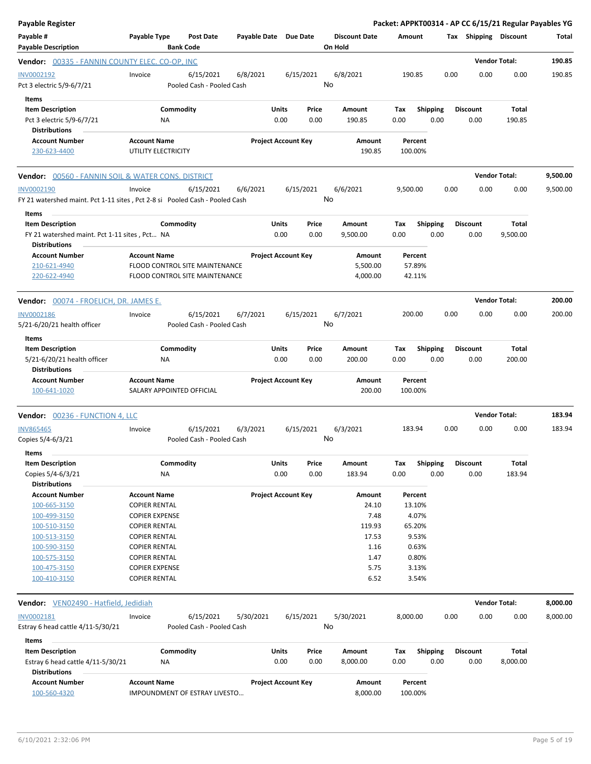**Payable Register** — **Packet: APPKT00314 - AP CC 6/15/21 Regular Payables YG**

| Payable # | Payable Type | Post Date | Payable Date | Due Date | Discount Date | Amount | Tax | Shipping | Discount | Total |
|---|---|---|---|---|---|---|---|---|---|---|
| Payable Description | | Bank Code | | | On Hold | | | | | |

## Vendor: 00335 - FANNIN COUNTY ELEC. CO-OP, INC — Vendor Total: 190.85

| Payable # | Payable Type | Post Date | Payable Date | Due Date | Discount Date | Amount | Tax | Shipping | Discount | Total |
|---|---|---|---|---|---|---|---|---|---|---|
| INV0002192 | Invoice | 6/15/2021 | 6/8/2021 | 6/15/2021 | 6/8/2021 | 190.85 | 0.00 | 0.00 | 0.00 | 190.85 |
| Pct 3 electric 5/9-6/7/21 | | Pooled Cash - Pooled Cash | | | No | | | | | |

**Items**

| Item Description | Commodity | Units | Price | Amount | Tax | Shipping | Discount | Total |
|---|---|---|---|---|---|---|---|---|
| Pct 3 electric 5/9-6/7/21 | NA | 0.00 | 0.00 | 190.85 | 0.00 | 0.00 | 0.00 | 190.85 |

**Distributions**

| Account Number | Account Name | Project Account Key | Amount | Percent |
|---|---|---|---|---|
| 230-623-4400 | UTILITY ELECTRICITY | | 190.85 | 100.00% |

## Vendor: 00560 - FANNIN SOIL & WATER CONS. DISTRICT — Vendor Total: 9,500.00

| Payable # | Payable Type | Post Date | Payable Date | Due Date | Discount Date | Amount | Tax | Shipping | Discount | Total |
|---|---|---|---|---|---|---|---|---|---|---|
| INV0002190 | Invoice | 6/15/2021 | 6/6/2021 | 6/15/2021 | 6/6/2021 | 9,500.00 | 0.00 | 0.00 | 0.00 | 9,500.00 |
| FY 21 watershed maint. Pct 1-11 sites , Pct 2-8 si | | Pooled Cash - Pooled Cash | | | No | | | | | |

**Items**

| Item Description | Commodity | Units | Price | Amount | Tax | Shipping | Discount | Total |
|---|---|---|---|---|---|---|---|---|
| FY 21 watershed maint. Pct 1-11 sites , Pct... | NA | 0.00 | 0.00 | 9,500.00 | 0.00 | 0.00 | 0.00 | 9,500.00 |

**Distributions**

| Account Number | Account Name | Project Account Key | Amount | Percent |
|---|---|---|---|---|
| 210-621-4940 | FLOOD CONTROL SITE MAINTENANCE | | 5,500.00 | 57.89% |
| 220-622-4940 | FLOOD CONTROL SITE MAINTENANCE | | 4,000.00 | 42.11% |

## Vendor: 00074 - FROELICH, DR. JAMES E. — Vendor Total: 200.00

| Payable # | Payable Type | Post Date | Payable Date | Due Date | Discount Date | Amount | Tax | Shipping | Discount | Total |
|---|---|---|---|---|---|---|---|---|---|---|
| INV0002186 | Invoice | 6/15/2021 | 6/7/2021 | 6/15/2021 | 6/7/2021 | 200.00 | 0.00 | 0.00 | 0.00 | 200.00 |
| 5/21-6/20/21 health officer | | Pooled Cash - Pooled Cash | | | No | | | | | |

**Items**

| Item Description | Commodity | Units | Price | Amount | Tax | Shipping | Discount | Total |
|---|---|---|---|---|---|---|---|---|
| 5/21-6/20/21 health officer | NA | 0.00 | 0.00 | 200.00 | 0.00 | 0.00 | 0.00 | 200.00 |

**Distributions**

| Account Number | Account Name | Project Account Key | Amount | Percent |
|---|---|---|---|---|
| 100-641-1020 | SALARY APPOINTED OFFICIAL | | 200.00 | 100.00% |

## Vendor: 00236 - FUNCTION 4, LLC — Vendor Total: 183.94

| Payable # | Payable Type | Post Date | Payable Date | Due Date | Discount Date | Amount | Tax | Shipping | Discount | Total |
|---|---|---|---|---|---|---|---|---|---|---|
| INV865465 | Invoice | 6/15/2021 | 6/3/2021 | 6/15/2021 | 6/3/2021 | 183.94 | 0.00 | 0.00 | 0.00 | 183.94 |
| Copies 5/4-6/3/21 | | Pooled Cash - Pooled Cash | | | No | | | | | |

**Items**

| Item Description | Commodity | Units | Price | Amount | Tax | Shipping | Discount | Total |
|---|---|---|---|---|---|---|---|---|
| Copies 5/4-6/3/21 | NA | 0.00 | 0.00 | 183.94 | 0.00 | 0.00 | 0.00 | 183.94 |

**Distributions**

| Account Number | Account Name | Project Account Key | Amount | Percent |
|---|---|---|---|---|
| 100-665-3150 | COPIER RENTAL | | 24.10 | 13.10% |
| 100-499-3150 | COPIER EXPENSE | | 7.48 | 4.07% |
| 100-510-3150 | COPIER RENTAL | | 119.93 | 65.20% |
| 100-513-3150 | COPIER RENTAL | | 17.53 | 9.53% |
| 100-590-3150 | COPIER RENTAL | | 1.16 | 0.63% |
| 100-575-3150 | COPIER RENTAL | | 1.47 | 0.80% |
| 100-475-3150 | COPIER EXPENSE | | 5.75 | 3.13% |
| 100-410-3150 | COPIER RENTAL | | 6.52 | 3.54% |

## Vendor: VEN02490 - Hatfield, Jedidiah — Vendor Total: 8,000.00

| Payable # | Payable Type | Post Date | Payable Date | Due Date | Discount Date | Amount | Tax | Shipping | Discount | Total |
|---|---|---|---|---|---|---|---|---|---|---|
| INV0002181 | Invoice | 6/15/2021 | 5/30/2021 | 6/15/2021 | 5/30/2021 | 8,000.00 | 0.00 | 0.00 | 0.00 | 8,000.00 |
| Estray 6 head cattle 4/11-5/30/21 | | Pooled Cash - Pooled Cash | | | No | | | | | |

**Items**

| Item Description | Commodity | Units | Price | Amount | Tax | Shipping | Discount | Total |
|---|---|---|---|---|---|---|---|---|
| Estray 6 head cattle 4/11-5/30/21 | NA | 0.00 | 0.00 | 8,000.00 | 0.00 | 0.00 | 0.00 | 8,000.00 |

**Distributions**

| Account Number | Account Name | Project Account Key | Amount | Percent |
|---|---|---|---|---|
| 100-560-4320 | IMPOUNDMENT OF ESTRAY LIVESTO... | | 8,000.00 | 100.00% |

6/10/2021 2:32:06 PM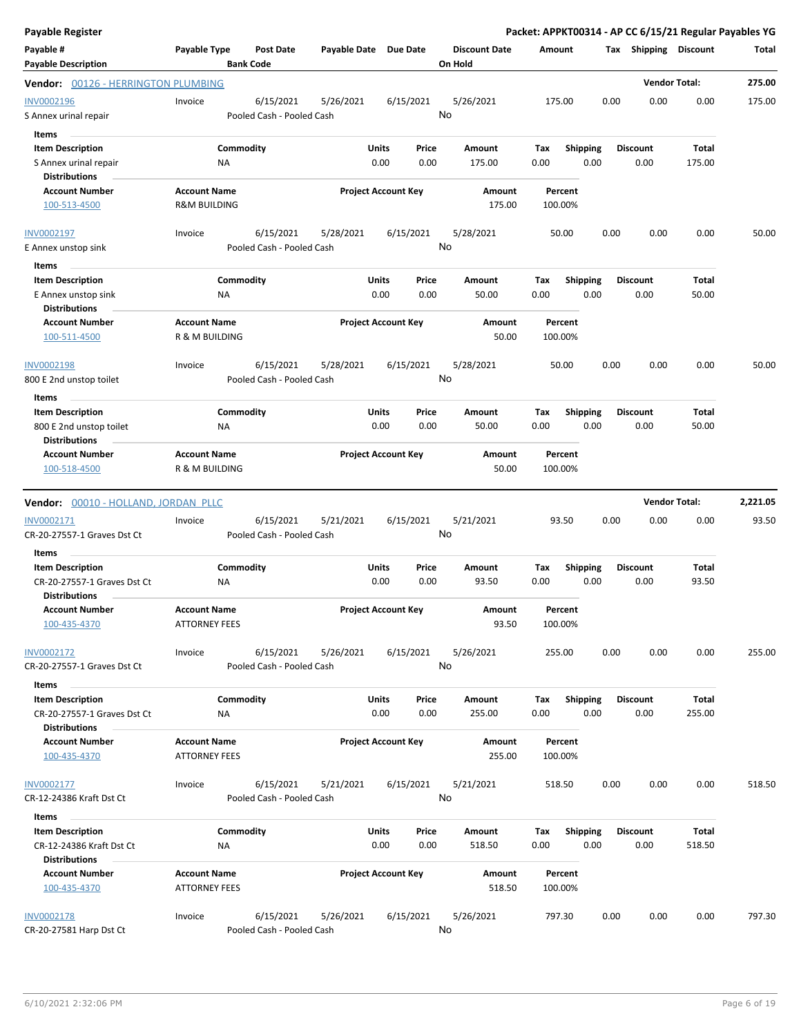**Payable Register** — **Packet: APPKT00314 - AP CC 6/15/21 Regular Payables YG**

| Payable # / Payable Description | Payable Type | Post Date / Bank Code | Payable Date | Due Date | Discount Date / On Hold | Amount | Tax | Shipping | Discount | Total |
|---|---|---|---|---|---|---|---|---|---|---|

## Vendor: 00126 - HERRINGTON PLUMBING — Vendor Total: 275.00

| Payable # | Payable Type | Post Date | Payable Date | Due Date | Discount Date | Amount | Tax | Shipping | Discount | Total |
|---|---|---|---|---|---|---|---|---|---|---|
| INV0002196 | Invoice | 6/15/2021 | 5/26/2021 | 6/15/2021 | 5/26/2021 | 175.00 | 0.00 | 0.00 | 0.00 | 175.00 |
| S Annex urinal repair | | Pooled Cash - Pooled Cash | | | No | | | | | |

**Items**

| Item Description | Commodity | Units | Price | Amount | Tax | Shipping | Discount | Total |
|---|---|---|---|---|---|---|---|---|
| S Annex urinal repair | NA | 0.00 | 0.00 | 175.00 | 0.00 | 0.00 | 0.00 | 175.00 |

**Distributions**

| Account Number | Account Name | Project Account Key | Amount | Percent |
|---|---|---|---|---|
| 100-513-4500 | R&M BUILDING | | 175.00 | 100.00% |

| Payable # | Payable Type | Post Date | Payable Date | Due Date | Discount Date | Amount | Tax | Shipping | Discount | Total |
|---|---|---|---|---|---|---|---|---|---|---|
| INV0002197 | Invoice | 6/15/2021 | 5/28/2021 | 6/15/2021 | 5/28/2021 | 50.00 | 0.00 | 0.00 | 0.00 | 50.00 |
| E Annex unstop sink | | Pooled Cash - Pooled Cash | | | No | | | | | |

**Items**

| Item Description | Commodity | Units | Price | Amount | Tax | Shipping | Discount | Total |
|---|---|---|---|---|---|---|---|---|
| E Annex unstop sink | NA | 0.00 | 0.00 | 50.00 | 0.00 | 0.00 | 0.00 | 50.00 |

**Distributions**

| Account Number | Account Name | Project Account Key | Amount | Percent |
|---|---|---|---|---|
| 100-511-4500 | R & M BUILDING | | 50.00 | 100.00% |

| Payable # | Payable Type | Post Date | Payable Date | Due Date | Discount Date | Amount | Tax | Shipping | Discount | Total |
|---|---|---|---|---|---|---|---|---|---|---|
| INV0002198 | Invoice | 6/15/2021 | 5/28/2021 | 6/15/2021 | 5/28/2021 | 50.00 | 0.00 | 0.00 | 0.00 | 50.00 |
| 800 E 2nd unstop toilet | | Pooled Cash - Pooled Cash | | | No | | | | | |

**Items**

| Item Description | Commodity | Units | Price | Amount | Tax | Shipping | Discount | Total |
|---|---|---|---|---|---|---|---|---|
| 800 E 2nd unstop toilet | NA | 0.00 | 0.00 | 50.00 | 0.00 | 0.00 | 0.00 | 50.00 |

**Distributions**

| Account Number | Account Name | Project Account Key | Amount | Percent |
|---|---|---|---|---|
| 100-518-4500 | R & M BUILDING | | 50.00 | 100.00% |

## Vendor: 00010 - HOLLAND, JORDAN PLLC — Vendor Total: 2,221.05

| Payable # | Payable Type | Post Date | Payable Date | Due Date | Discount Date | Amount | Tax | Shipping | Discount | Total |
|---|---|---|---|---|---|---|---|---|---|---|
| INV0002171 | Invoice | 6/15/2021 | 5/21/2021 | 6/15/2021 | 5/21/2021 | 93.50 | 0.00 | 0.00 | 0.00 | 93.50 |
| CR-20-27557-1 Graves Dst Ct | | Pooled Cash - Pooled Cash | | | No | | | | | |

**Items**

| Item Description | Commodity | Units | Price | Amount | Tax | Shipping | Discount | Total |
|---|---|---|---|---|---|---|---|---|
| CR-20-27557-1 Graves Dst Ct | NA | 0.00 | 0.00 | 93.50 | 0.00 | 0.00 | 0.00 | 93.50 |

**Distributions**

| Account Number | Account Name | Project Account Key | Amount | Percent |
|---|---|---|---|---|
| 100-435-4370 | ATTORNEY FEES | | 93.50 | 100.00% |

| Payable # | Payable Type | Post Date | Payable Date | Due Date | Discount Date | Amount | Tax | Shipping | Discount | Total |
|---|---|---|---|---|---|---|---|---|---|---|
| INV0002172 | Invoice | 6/15/2021 | 5/26/2021 | 6/15/2021 | 5/26/2021 | 255.00 | 0.00 | 0.00 | 0.00 | 255.00 |
| CR-20-27557-1 Graves Dst Ct | | Pooled Cash - Pooled Cash | | | No | | | | | |

**Items**

| Item Description | Commodity | Units | Price | Amount | Tax | Shipping | Discount | Total |
|---|---|---|---|---|---|---|---|---|
| CR-20-27557-1 Graves Dst Ct | NA | 0.00 | 0.00 | 255.00 | 0.00 | 0.00 | 0.00 | 255.00 |

**Distributions**

| Account Number | Account Name | Project Account Key | Amount | Percent |
|---|---|---|---|---|
| 100-435-4370 | ATTORNEY FEES | | 255.00 | 100.00% |

| Payable # | Payable Type | Post Date | Payable Date | Due Date | Discount Date | Amount | Tax | Shipping | Discount | Total |
|---|---|---|---|---|---|---|---|---|---|---|
| INV0002177 | Invoice | 6/15/2021 | 5/21/2021 | 6/15/2021 | 5/21/2021 | 518.50 | 0.00 | 0.00 | 0.00 | 518.50 |
| CR-12-24386 Kraft Dst Ct | | Pooled Cash - Pooled Cash | | | No | | | | | |

**Items**

| Item Description | Commodity | Units | Price | Amount | Tax | Shipping | Discount | Total |
|---|---|---|---|---|---|---|---|---|
| CR-12-24386 Kraft Dst Ct | NA | 0.00 | 0.00 | 518.50 | 0.00 | 0.00 | 0.00 | 518.50 |

**Distributions**

| Account Number | Account Name | Project Account Key | Amount | Percent |
|---|---|---|---|---|
| 100-435-4370 | ATTORNEY FEES | | 518.50 | 100.00% |

| Payable # | Payable Type | Post Date | Payable Date | Due Date | Discount Date | Amount | Tax | Shipping | Discount | Total |
|---|---|---|---|---|---|---|---|---|---|---|
| INV0002178 | Invoice | 6/15/2021 | 5/26/2021 | 6/15/2021 | 5/26/2021 | 797.30 | 0.00 | 0.00 | 0.00 | 797.30 |
| CR-20-27581 Harp Dst Ct | | Pooled Cash - Pooled Cash | | | No | | | | | |

6/10/2021 2:32:06 PM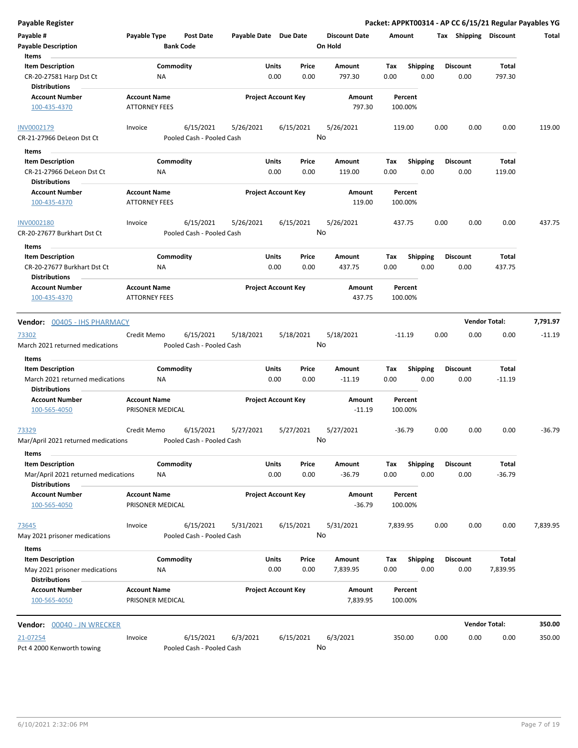**Payable Register** — **Packet: APPKT00314 - AP CC 6/15/21 Regular Payables YG**

| Payable # / Payable Description | Payable Type | Post Date / Bank Code | Payable Date | Due Date | Discount Date / On Hold | Amount | Tax | Shipping | Discount | Total |
|---|---|---|---|---|---|---|---|---|---|---|

**Items**

| Item Description | Commodity | Units | Price | Amount | Tax | Shipping | Discount | Total |
|---|---|---|---|---|---|---|---|---|
| CR-20-27581 Harp Dst Ct | NA | 0.00 | 0.00 | 797.30 | 0.00 | 0.00 | 0.00 | 797.30 |

**Distributions**

| Account Number | Account Name | Project Account Key | Amount | Percent |
|---|---|---|---|---|
| 100-435-4370 | ATTORNEY FEES | | 797.30 | 100.00% |

| Payable # | Payable Type | Post Date | Payable Date | Due Date | Discount Date | Amount | Tax | Shipping | Discount | Total |
|---|---|---|---|---|---|---|---|---|---|---|
| INV0002179 | Invoice | 6/15/2021 | 5/26/2021 | 6/15/2021 | 5/26/2021 | 119.00 | 0.00 | 0.00 | 0.00 | 119.00 |
| CR-21-27966 DeLeon Dst Ct | | Pooled Cash - Pooled Cash | | | No | | | | | |

**Items**

| Item Description | Commodity | Units | Price | Amount | Tax | Shipping | Discount | Total |
|---|---|---|---|---|---|---|---|---|
| CR-21-27966 DeLeon Dst Ct | NA | 0.00 | 0.00 | 119.00 | 0.00 | 0.00 | 0.00 | 119.00 |

**Distributions**

| Account Number | Account Name | Project Account Key | Amount | Percent |
|---|---|---|---|---|
| 100-435-4370 | ATTORNEY FEES | | 119.00 | 100.00% |

| Payable # | Payable Type | Post Date | Payable Date | Due Date | Discount Date | Amount | Tax | Shipping | Discount | Total |
|---|---|---|---|---|---|---|---|---|---|---|
| INV0002180 | Invoice | 6/15/2021 | 5/26/2021 | 6/15/2021 | 5/26/2021 | 437.75 | 0.00 | 0.00 | 0.00 | 437.75 |
| CR-20-27677 Burkhart Dst Ct | | Pooled Cash - Pooled Cash | | | No | | | | | |

**Items**

| Item Description | Commodity | Units | Price | Amount | Tax | Shipping | Discount | Total |
|---|---|---|---|---|---|---|---|---|
| CR-20-27677 Burkhart Dst Ct | NA | 0.00 | 0.00 | 437.75 | 0.00 | 0.00 | 0.00 | 437.75 |

**Distributions**

| Account Number | Account Name | Project Account Key | Amount | Percent |
|---|---|---|---|---|
| 100-435-4370 | ATTORNEY FEES | | 437.75 | 100.00% |

**Vendor: 00405 - IHS PHARMACY** — **Vendor Total: 7,791.97**

| Payable # | Payable Type | Post Date | Payable Date | Due Date | Discount Date | Amount | Tax | Shipping | Discount | Total |
|---|---|---|---|---|---|---|---|---|---|---|
| 73302 | Credit Memo | 6/15/2021 | 5/18/2021 | 5/18/2021 | 5/18/2021 | -11.19 | 0.00 | 0.00 | 0.00 | -11.19 |
| March 2021 returned medications | | Pooled Cash - Pooled Cash | | | No | | | | | |

**Items**

| Item Description | Commodity | Units | Price | Amount | Tax | Shipping | Discount | Total |
|---|---|---|---|---|---|---|---|---|
| March 2021 returned medications | NA | 0.00 | 0.00 | -11.19 | 0.00 | 0.00 | 0.00 | -11.19 |

**Distributions**

| Account Number | Account Name | Project Account Key | Amount | Percent |
|---|---|---|---|---|
| 100-565-4050 | PRISONER MEDICAL | | -11.19 | 100.00% |

| Payable # | Payable Type | Post Date | Payable Date | Due Date | Discount Date | Amount | Tax | Shipping | Discount | Total |
|---|---|---|---|---|---|---|---|---|---|---|
| 73329 | Credit Memo | 6/15/2021 | 5/27/2021 | 5/27/2021 | 5/27/2021 | -36.79 | 0.00 | 0.00 | 0.00 | -36.79 |
| Mar/April 2021 returned medications | | Pooled Cash - Pooled Cash | | | No | | | | | |

**Items**

| Item Description | Commodity | Units | Price | Amount | Tax | Shipping | Discount | Total |
|---|---|---|---|---|---|---|---|---|
| Mar/April 2021 returned medications | NA | 0.00 | 0.00 | -36.79 | 0.00 | 0.00 | 0.00 | -36.79 |

**Distributions**

| Account Number | Account Name | Project Account Key | Amount | Percent |
|---|---|---|---|---|
| 100-565-4050 | PRISONER MEDICAL | | -36.79 | 100.00% |

| Payable # | Payable Type | Post Date | Payable Date | Due Date | Discount Date | Amount | Tax | Shipping | Discount | Total |
|---|---|---|---|---|---|---|---|---|---|---|
| 73645 | Invoice | 6/15/2021 | 5/31/2021 | 6/15/2021 | 5/31/2021 | 7,839.95 | 0.00 | 0.00 | 0.00 | 7,839.95 |
| May 2021 prisoner medications | | Pooled Cash - Pooled Cash | | | No | | | | | |

**Items**

| Item Description | Commodity | Units | Price | Amount | Tax | Shipping | Discount | Total |
|---|---|---|---|---|---|---|---|---|
| May 2021 prisoner medications | NA | 0.00 | 0.00 | 7,839.95 | 0.00 | 0.00 | 0.00 | 7,839.95 |

**Distributions**

| Account Number | Account Name | Project Account Key | Amount | Percent |
|---|---|---|---|---|
| 100-565-4050 | PRISONER MEDICAL | | 7,839.95 | 100.00% |

**Vendor: 00040 - JN WRECKER** — **Vendor Total: 350.00**

| Payable # | Payable Type | Post Date | Payable Date | Due Date | Discount Date | Amount | Tax | Shipping | Discount | Total |
|---|---|---|---|---|---|---|---|---|---|---|
| 21-07254 | Invoice | 6/15/2021 | 6/3/2021 | 6/15/2021 | 6/3/2021 | 350.00 | 0.00 | 0.00 | 0.00 | 350.00 |
| Pct 4 2000 Kenworth towing | | Pooled Cash - Pooled Cash | | | No | | | | | |

6/10/2021 2:32:06 PM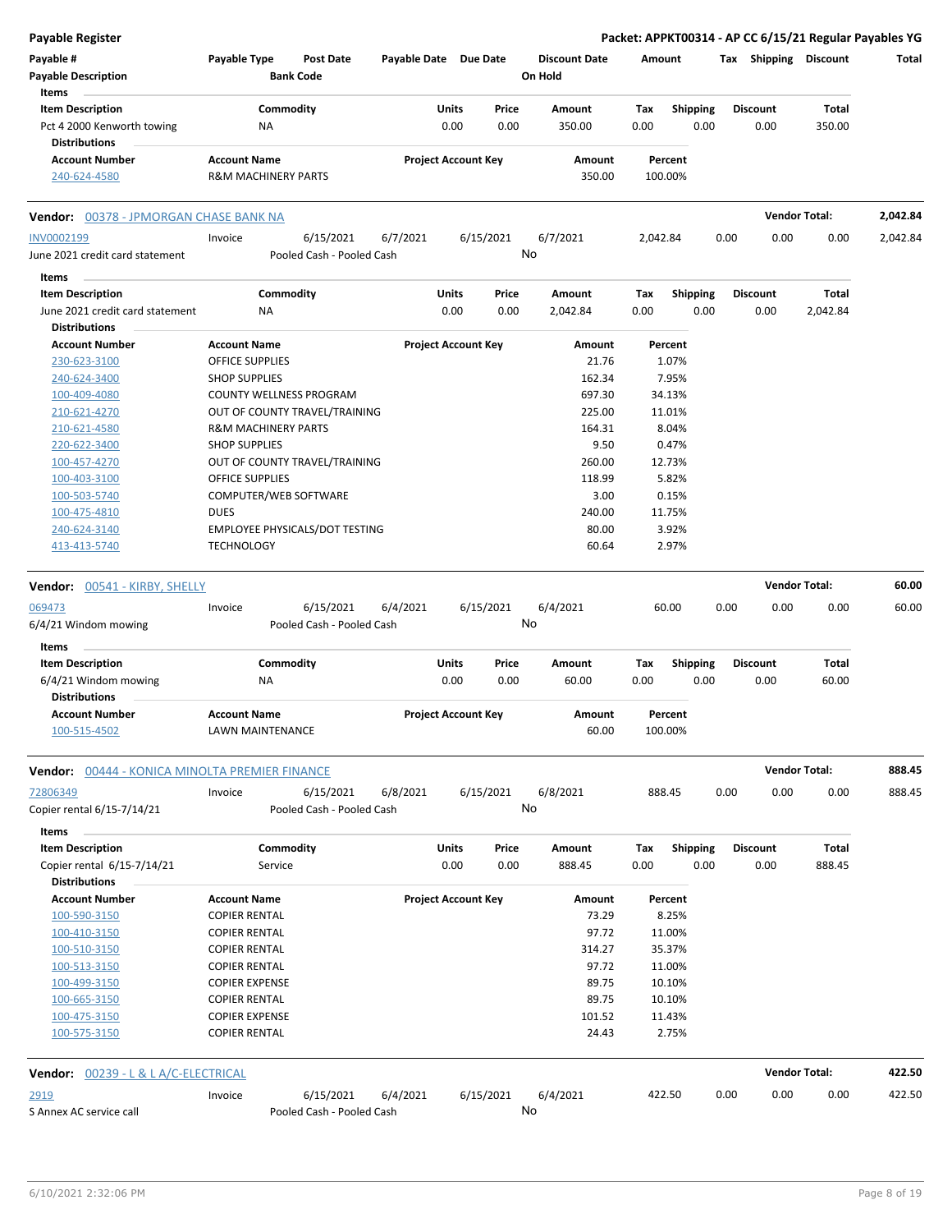**Payable Register** — **Packet: APPKT00314 - AP CC 6/15/21 Regular Payables YG**

| Payable # / Payable Description | Payable Type | Post Date / Bank Code | Payable Date | Due Date | Discount Date / On Hold | Amount | Tax | Shipping | Discount | Total |
|---|---|---|---|---|---|---|---|---|---|---|

**Items**

| Item Description | Commodity | Units | Price | Amount | Tax | Shipping | Discount | Total |
|---|---|---|---|---|---|---|---|---|
| Pct 4 2000 Kenworth towing | NA | 0.00 | 0.00 | 350.00 | 0.00 | 0.00 | 0.00 | 350.00 |

**Distributions**

| Account Number | Account Name | Project Account Key | Amount | Percent |
|---|---|---|---|---|
| 240-624-4580 | R&M MACHINERY PARTS | | 350.00 | 100.00% |

---

**Vendor: 00378 - JPMORGAN CHASE BANK NA** — **Vendor Total: 2,042.84**

| Payable # | Payable Type | Post Date | Payable Date | Due Date | Discount Date | Amount | Tax | Shipping | Discount | Total |
|---|---|---|---|---|---|---|---|---|---|---|
| INV0002199 | Invoice | 6/15/2021 | 6/7/2021 | 6/15/2021 | 6/7/2021 | 2,042.84 | 0.00 | 0.00 | 0.00 | 2,042.84 |
| June 2021 credit card statement | | Pooled Cash - Pooled Cash | | | No | | | | | |

**Items**

| Item Description | Commodity | Units | Price | Amount | Tax | Shipping | Discount | Total |
|---|---|---|---|---|---|---|---|---|
| June 2021 credit card statement | NA | 0.00 | 0.00 | 2,042.84 | 0.00 | 0.00 | 0.00 | 2,042.84 |

**Distributions**

| Account Number | Account Name | Project Account Key | Amount | Percent |
|---|---|---|---|---|
| 230-623-3100 | OFFICE SUPPLIES | | 21.76 | 1.07% |
| 240-624-3400 | SHOP SUPPLIES | | 162.34 | 7.95% |
| 100-409-4080 | COUNTY WELLNESS PROGRAM | | 697.30 | 34.13% |
| 210-621-4270 | OUT OF COUNTY TRAVEL/TRAINING | | 225.00 | 11.01% |
| 210-621-4580 | R&M MACHINERY PARTS | | 164.31 | 8.04% |
| 220-622-3400 | SHOP SUPPLIES | | 9.50 | 0.47% |
| 100-457-4270 | OUT OF COUNTY TRAVEL/TRAINING | | 260.00 | 12.73% |
| 100-403-3100 | OFFICE SUPPLIES | | 118.99 | 5.82% |
| 100-503-5740 | COMPUTER/WEB SOFTWARE | | 3.00 | 0.15% |
| 100-475-4810 | DUES | | 240.00 | 11.75% |
| 240-624-3140 | EMPLOYEE PHYSICALS/DOT TESTING | | 80.00 | 3.92% |
| 413-413-5740 | TECHNOLOGY | | 60.64 | 2.97% |

---

**Vendor: 00541 - KIRBY, SHELLY** — **Vendor Total: 60.00**

| Payable # | Payable Type | Post Date | Payable Date | Due Date | Discount Date | Amount | Tax | Shipping | Discount | Total |
|---|---|---|---|---|---|---|---|---|---|---|
| 069473 | Invoice | 6/15/2021 | 6/4/2021 | 6/15/2021 | 6/4/2021 | 60.00 | 0.00 | 0.00 | 0.00 | 60.00 |
| 6/4/21 Windom mowing | | Pooled Cash - Pooled Cash | | | No | | | | | |

**Items**

| Item Description | Commodity | Units | Price | Amount | Tax | Shipping | Discount | Total |
|---|---|---|---|---|---|---|---|---|
| 6/4/21 Windom mowing | NA | 0.00 | 0.00 | 60.00 | 0.00 | 0.00 | 0.00 | 60.00 |

**Distributions**

| Account Number | Account Name | Project Account Key | Amount | Percent |
|---|---|---|---|---|
| 100-515-4502 | LAWN MAINTENANCE | | 60.00 | 100.00% |

---

**Vendor: 00444 - KONICA MINOLTA PREMIER FINANCE** — **Vendor Total: 888.45**

| Payable # | Payable Type | Post Date | Payable Date | Due Date | Discount Date | Amount | Tax | Shipping | Discount | Total |
|---|---|---|---|---|---|---|---|---|---|---|
| 72806349 | Invoice | 6/15/2021 | 6/8/2021 | 6/15/2021 | 6/8/2021 | 888.45 | 0.00 | 0.00 | 0.00 | 888.45 |
| Copier rental 6/15-7/14/21 | | Pooled Cash - Pooled Cash | | | No | | | | | |

**Items**

| Item Description | Commodity | Units | Price | Amount | Tax | Shipping | Discount | Total |
|---|---|---|---|---|---|---|---|---|
| Copier rental 6/15-7/14/21 | Service | 0.00 | 0.00 | 888.45 | 0.00 | 0.00 | 0.00 | 888.45 |

**Distributions**

| Account Number | Account Name | Project Account Key | Amount | Percent |
|---|---|---|---|---|
| 100-590-3150 | COPIER RENTAL | | 73.29 | 8.25% |
| 100-410-3150 | COPIER RENTAL | | 97.72 | 11.00% |
| 100-510-3150 | COPIER RENTAL | | 314.27 | 35.37% |
| 100-513-3150 | COPIER RENTAL | | 97.72 | 11.00% |
| 100-499-3150 | COPIER EXPENSE | | 89.75 | 10.10% |
| 100-665-3150 | COPIER RENTAL | | 89.75 | 10.10% |
| 100-475-3150 | COPIER EXPENSE | | 101.52 | 11.43% |
| 100-575-3150 | COPIER RENTAL | | 24.43 | 2.75% |

---

**Vendor: 00239 - L & L A/C-ELECTRICAL** — **Vendor Total: 422.50**

| Payable # | Payable Type | Post Date | Payable Date | Due Date | Discount Date | Amount | Tax | Shipping | Discount | Total |
|---|---|---|---|---|---|---|---|---|---|---|
| 2919 | Invoice | 6/15/2021 | 6/4/2021 | 6/15/2021 | 6/4/2021 | 422.50 | 0.00 | 0.00 | 0.00 | 422.50 |
| S Annex AC service call | | Pooled Cash - Pooled Cash | | | No | | | | | |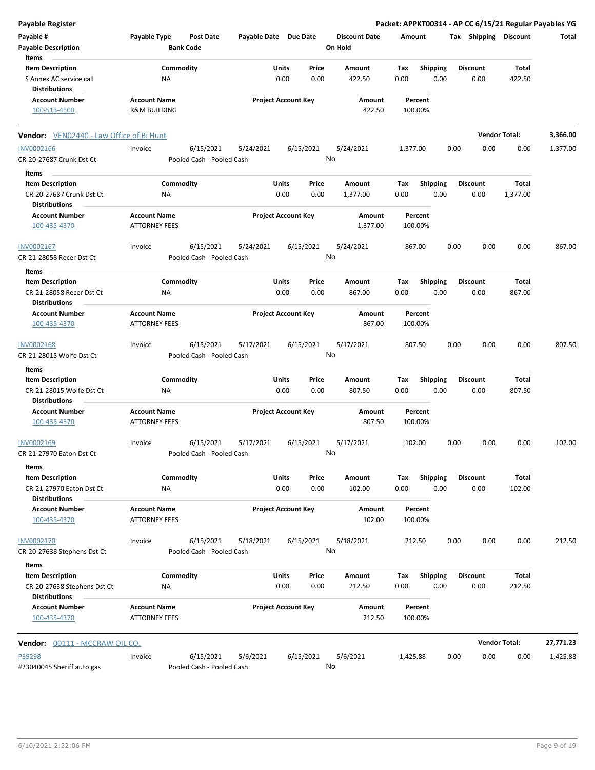**Payable Register** — **Packet: APPKT00314 - AP CC 6/15/21 Regular Payables YG**

| Payable # | Payable Type | Post Date | Payable Date | Due Date | Discount Date | Amount | Tax | Shipping | Discount | Total |
|---|---|---|---|---|---|---|---|---|---|---|
| **Payable Description** | | **Bank Code** | | | **On Hold** | | | | | |

**Items**

| Item Description | Commodity | Units | Price | Amount | Tax | Shipping | Discount | Total |
|---|---|---|---|---|---|---|---|---|
| S Annex AC service call | NA | 0.00 | 0.00 | 422.50 | 0.00 | 0.00 | 0.00 | 422.50 |

**Distributions**

| Account Number | Account Name | Project Account Key | Amount | Percent |
|---|---|---|---|---|
| 100-513-4500 | R&M BUILDING | | 422.50 | 100.00% |

---

**Vendor:** VEN02440 - Law Office of Bi Hunt — **Vendor Total: 3,366.00**

| Payable # | Payable Type | Post Date | Payable Date | Due Date | Discount Date | Amount | Tax | Shipping | Discount | Total |
|---|---|---|---|---|---|---|---|---|---|---|
| INV0002166 | Invoice | 6/15/2021 | 5/24/2021 | 6/15/2021 | 5/24/2021 | 1,377.00 | 0.00 | 0.00 | 0.00 | 1,377.00 |
| CR-20-27687 Crunk Dst Ct | | Pooled Cash - Pooled Cash | | | No | | | | | |

**Items**

| Item Description | Commodity | Units | Price | Amount | Tax | Shipping | Discount | Total |
|---|---|---|---|---|---|---|---|---|
| CR-20-27687 Crunk Dst Ct | NA | 0.00 | 0.00 | 1,377.00 | 0.00 | 0.00 | 0.00 | 1,377.00 |

**Distributions**

| Account Number | Account Name | Project Account Key | Amount | Percent |
|---|---|---|---|---|
| 100-435-4370 | ATTORNEY FEES | | 1,377.00 | 100.00% |

| Payable # | Payable Type | Post Date | Payable Date | Due Date | Discount Date | Amount | Tax | Shipping | Discount | Total |
|---|---|---|---|---|---|---|---|---|---|---|
| INV0002167 | Invoice | 6/15/2021 | 5/24/2021 | 6/15/2021 | 5/24/2021 | 867.00 | 0.00 | 0.00 | 0.00 | 867.00 |
| CR-21-28058 Recer Dst Ct | | Pooled Cash - Pooled Cash | | | No | | | | | |

**Items**

| Item Description | Commodity | Units | Price | Amount | Tax | Shipping | Discount | Total |
|---|---|---|---|---|---|---|---|---|
| CR-21-28058 Recer Dst Ct | NA | 0.00 | 0.00 | 867.00 | 0.00 | 0.00 | 0.00 | 867.00 |

**Distributions**

| Account Number | Account Name | Project Account Key | Amount | Percent |
|---|---|---|---|---|
| 100-435-4370 | ATTORNEY FEES | | 867.00 | 100.00% |

| Payable # | Payable Type | Post Date | Payable Date | Due Date | Discount Date | Amount | Tax | Shipping | Discount | Total |
|---|---|---|---|---|---|---|---|---|---|---|
| INV0002168 | Invoice | 6/15/2021 | 5/17/2021 | 6/15/2021 | 5/17/2021 | 807.50 | 0.00 | 0.00 | 0.00 | 807.50 |
| CR-21-28015 Wolfe Dst Ct | | Pooled Cash - Pooled Cash | | | No | | | | | |

**Items**

| Item Description | Commodity | Units | Price | Amount | Tax | Shipping | Discount | Total |
|---|---|---|---|---|---|---|---|---|
| CR-21-28015 Wolfe Dst Ct | NA | 0.00 | 0.00 | 807.50 | 0.00 | 0.00 | 0.00 | 807.50 |

**Distributions**

| Account Number | Account Name | Project Account Key | Amount | Percent |
|---|---|---|---|---|
| 100-435-4370 | ATTORNEY FEES | | 807.50 | 100.00% |

| Payable # | Payable Type | Post Date | Payable Date | Due Date | Discount Date | Amount | Tax | Shipping | Discount | Total |
|---|---|---|---|---|---|---|---|---|---|---|
| INV0002169 | Invoice | 6/15/2021 | 5/17/2021 | 6/15/2021 | 5/17/2021 | 102.00 | 0.00 | 0.00 | 0.00 | 102.00 |
| CR-21-27970 Eaton Dst Ct | | Pooled Cash - Pooled Cash | | | No | | | | | |

**Items**

| Item Description | Commodity | Units | Price | Amount | Tax | Shipping | Discount | Total |
|---|---|---|---|---|---|---|---|---|
| CR-21-27970 Eaton Dst Ct | NA | 0.00 | 0.00 | 102.00 | 0.00 | 0.00 | 0.00 | 102.00 |

**Distributions**

| Account Number | Account Name | Project Account Key | Amount | Percent |
|---|---|---|---|---|
| 100-435-4370 | ATTORNEY FEES | | 102.00 | 100.00% |

| Payable # | Payable Type | Post Date | Payable Date | Due Date | Discount Date | Amount | Tax | Shipping | Discount | Total |
|---|---|---|---|---|---|---|---|---|---|---|
| INV0002170 | Invoice | 6/15/2021 | 5/18/2021 | 6/15/2021 | 5/18/2021 | 212.50 | 0.00 | 0.00 | 0.00 | 212.50 |
| CR-20-27638 Stephens Dst Ct | | Pooled Cash - Pooled Cash | | | No | | | | | |

**Items**

| Item Description | Commodity | Units | Price | Amount | Tax | Shipping | Discount | Total |
|---|---|---|---|---|---|---|---|---|
| CR-20-27638 Stephens Dst Ct | NA | 0.00 | 0.00 | 212.50 | 0.00 | 0.00 | 0.00 | 212.50 |

**Distributions**

| Account Number | Account Name | Project Account Key | Amount | Percent |
|---|---|---|---|---|
| 100-435-4370 | ATTORNEY FEES | | 212.50 | 100.00% |

---

**Vendor:** 00111 - MCCRAW OIL CO. — **Vendor Total: 27,771.23**

| Payable # | Payable Type | Post Date | Payable Date | Due Date | Discount Date | Amount | Tax | Shipping | Discount | Total |
|---|---|---|---|---|---|---|---|---|---|---|
| P39298 | Invoice | 6/15/2021 | 5/6/2021 | 6/15/2021 | 5/6/2021 | 1,425.88 | 0.00 | 0.00 | 0.00 | 1,425.88 |
| #23040045 Sheriff auto gas | | Pooled Cash - Pooled Cash | | | No | | | | | |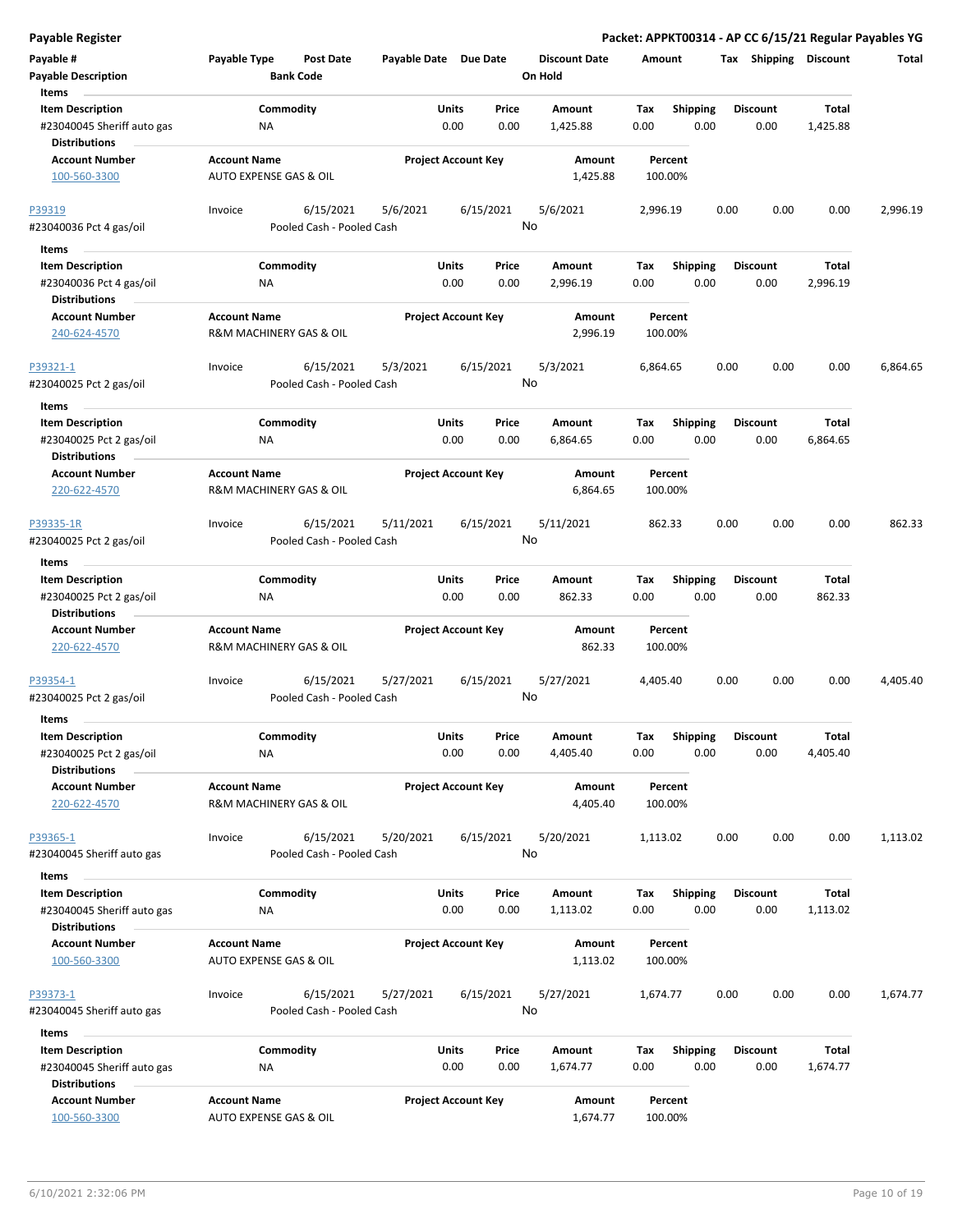# Payable Register

**Packet: APPKT00314 - AP CC 6/15/21 Regular Payables YG**

| Payable # | Payable Type | Post Date | Payable Date | Due Date | Discount Date | Amount | Tax | Shipping | Discount | Total |
|---|---|---|---|---|---|---|---|---|---|---|
| Payable Description | | Bank Code | | | On Hold | | | | | |

**Items**

| Item Description | Commodity | Units | Price | Amount | Tax | Shipping | Discount | Total |
|---|---|---|---|---|---|---|---|---|
| #23040045 Sheriff auto gas | NA | 0.00 | 0.00 | 1,425.88 | 0.00 | 0.00 | 0.00 | 1,425.88 |

**Distributions**

| Account Number | Account Name | Project Account Key | Amount | Percent |
|---|---|---|---|---|
| 100-560-3300 | AUTO EXPENSE GAS & OIL | | 1,425.88 | 100.00% |

---

| Payable # | Payable Type | Post Date | Payable Date | Due Date | Discount Date | Amount | Tax | Shipping | Discount | Total |
|---|---|---|---|---|---|---|---|---|---|---|
| P39319 | Invoice | 6/15/2021 | 5/6/2021 | 6/15/2021 | 5/6/2021 | 2,996.19 | 0.00 | 0.00 | 0.00 | 2,996.19 |
| #23040036 Pct 4 gas/oil | | Pooled Cash - Pooled Cash | | | No | | | | | |

**Items**

| Item Description | Commodity | Units | Price | Amount | Tax | Shipping | Discount | Total |
|---|---|---|---|---|---|---|---|---|
| #23040036 Pct 4 gas/oil | NA | 0.00 | 0.00 | 2,996.19 | 0.00 | 0.00 | 0.00 | 2,996.19 |

**Distributions**

| Account Number | Account Name | Project Account Key | Amount | Percent |
|---|---|---|---|---|
| 240-624-4570 | R&M MACHINERY GAS & OIL | | 2,996.19 | 100.00% |

---

| Payable # | Payable Type | Post Date | Payable Date | Due Date | Discount Date | Amount | Tax | Shipping | Discount | Total |
|---|---|---|---|---|---|---|---|---|---|---|
| P39321-1 | Invoice | 6/15/2021 | 5/3/2021 | 6/15/2021 | 5/3/2021 | 6,864.65 | 0.00 | 0.00 | 0.00 | 6,864.65 |
| #23040025 Pct 2 gas/oil | | Pooled Cash - Pooled Cash | | | No | | | | | |

**Items**

| Item Description | Commodity | Units | Price | Amount | Tax | Shipping | Discount | Total |
|---|---|---|---|---|---|---|---|---|
| #23040025 Pct 2 gas/oil | NA | 0.00 | 0.00 | 6,864.65 | 0.00 | 0.00 | 0.00 | 6,864.65 |

**Distributions**

| Account Number | Account Name | Project Account Key | Amount | Percent |
|---|---|---|---|---|
| 220-622-4570 | R&M MACHINERY GAS & OIL | | 6,864.65 | 100.00% |

---

| Payable # | Payable Type | Post Date | Payable Date | Due Date | Discount Date | Amount | Tax | Shipping | Discount | Total |
|---|---|---|---|---|---|---|---|---|---|---|
| P39335-1R | Invoice | 6/15/2021 | 5/11/2021 | 6/15/2021 | 5/11/2021 | 862.33 | 0.00 | 0.00 | 0.00 | 862.33 |
| #23040025 Pct 2 gas/oil | | Pooled Cash - Pooled Cash | | | No | | | | | |

**Items**

| Item Description | Commodity | Units | Price | Amount | Tax | Shipping | Discount | Total |
|---|---|---|---|---|---|---|---|---|
| #23040025 Pct 2 gas/oil | NA | 0.00 | 0.00 | 862.33 | 0.00 | 0.00 | 0.00 | 862.33 |

**Distributions**

| Account Number | Account Name | Project Account Key | Amount | Percent |
|---|---|---|---|---|
| 220-622-4570 | R&M MACHINERY GAS & OIL | | 862.33 | 100.00% |

---

| Payable # | Payable Type | Post Date | Payable Date | Due Date | Discount Date | Amount | Tax | Shipping | Discount | Total |
|---|---|---|---|---|---|---|---|---|---|---|
| P39354-1 | Invoice | 6/15/2021 | 5/27/2021 | 6/15/2021 | 5/27/2021 | 4,405.40 | 0.00 | 0.00 | 0.00 | 4,405.40 |
| #23040025 Pct 2 gas/oil | | Pooled Cash - Pooled Cash | | | No | | | | | |

**Items**

| Item Description | Commodity | Units | Price | Amount | Tax | Shipping | Discount | Total |
|---|---|---|---|---|---|---|---|---|
| #23040025 Pct 2 gas/oil | NA | 0.00 | 0.00 | 4,405.40 | 0.00 | 0.00 | 0.00 | 4,405.40 |

**Distributions**

| Account Number | Account Name | Project Account Key | Amount | Percent |
|---|---|---|---|---|
| 220-622-4570 | R&M MACHINERY GAS & OIL | | 4,405.40 | 100.00% |

---

| Payable # | Payable Type | Post Date | Payable Date | Due Date | Discount Date | Amount | Tax | Shipping | Discount | Total |
|---|---|---|---|---|---|---|---|---|---|---|
| P39365-1 | Invoice | 6/15/2021 | 5/20/2021 | 6/15/2021 | 5/20/2021 | 1,113.02 | 0.00 | 0.00 | 0.00 | 1,113.02 |
| #23040045 Sheriff auto gas | | Pooled Cash - Pooled Cash | | | No | | | | | |

**Items**

| Item Description | Commodity | Units | Price | Amount | Tax | Shipping | Discount | Total |
|---|---|---|---|---|---|---|---|---|
| #23040045 Sheriff auto gas | NA | 0.00 | 0.00 | 1,113.02 | 0.00 | 0.00 | 0.00 | 1,113.02 |

**Distributions**

| Account Number | Account Name | Project Account Key | Amount | Percent |
|---|---|---|---|---|
| 100-560-3300 | AUTO EXPENSE GAS & OIL | | 1,113.02 | 100.00% |

---

| Payable # | Payable Type | Post Date | Payable Date | Due Date | Discount Date | Amount | Tax | Shipping | Discount | Total |
|---|---|---|---|---|---|---|---|---|---|---|
| P39373-1 | Invoice | 6/15/2021 | 5/27/2021 | 6/15/2021 | 5/27/2021 | 1,674.77 | 0.00 | 0.00 | 0.00 | 1,674.77 |
| #23040045 Sheriff auto gas | | Pooled Cash - Pooled Cash | | | No | | | | | |

**Items**

| Item Description | Commodity | Units | Price | Amount | Tax | Shipping | Discount | Total |
|---|---|---|---|---|---|---|---|---|
| #23040045 Sheriff auto gas | NA | 0.00 | 0.00 | 1,674.77 | 0.00 | 0.00 | 0.00 | 1,674.77 |

**Distributions**

| Account Number | Account Name | Project Account Key | Amount | Percent |
|---|---|---|---|---|
| 100-560-3300 | AUTO EXPENSE GAS & OIL | | 1,674.77 | 100.00% |

6/10/2021 2:32:06 PM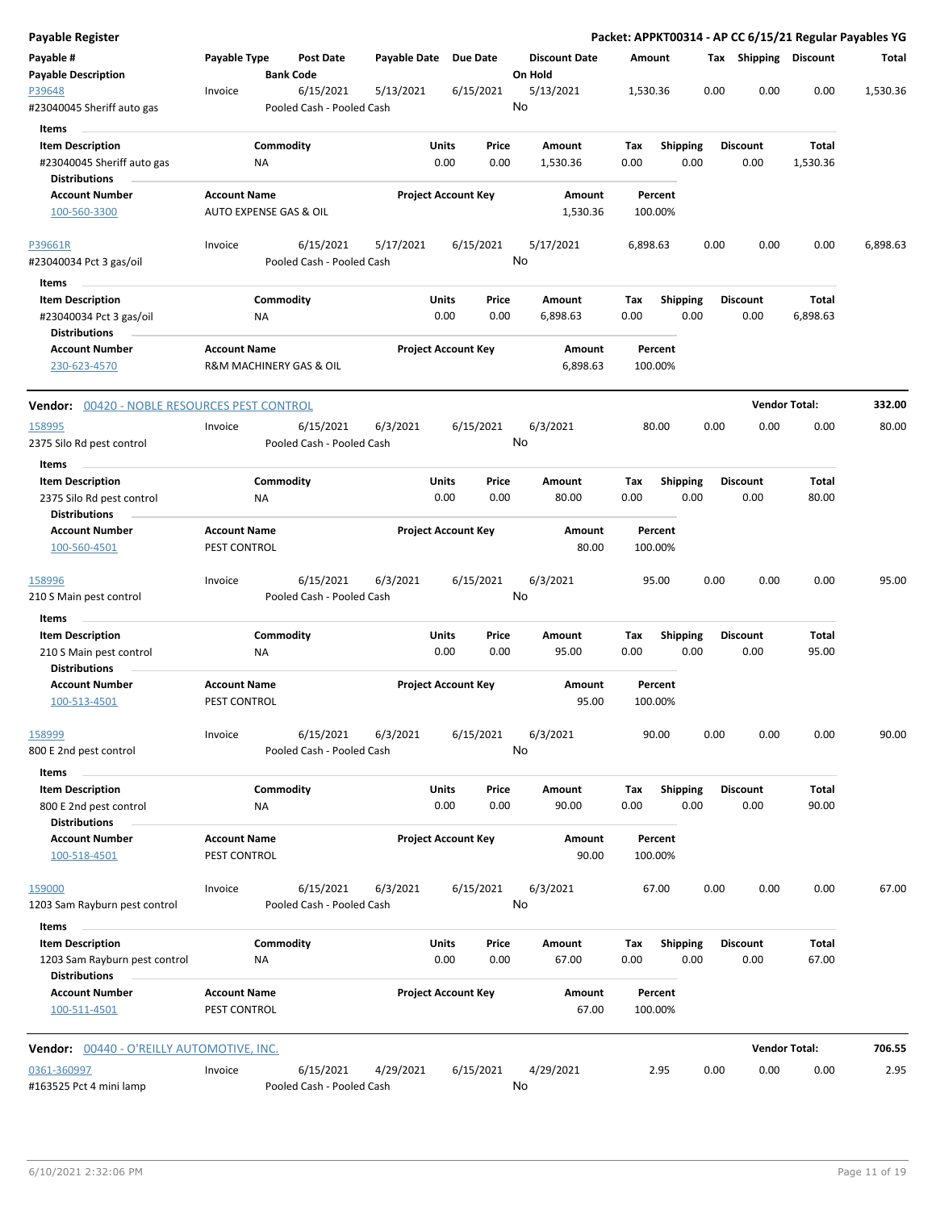## Payable Register

**Packet: APPKT00314 - AP CC 6/15/21 Regular Payables YG**

| Payable # / Payable Description | Payable Type | Post Date / Bank Code | Payable Date | Due Date | Discount Date / On Hold | Amount | Tax | Shipping | Discount | Total |
|---|---|---|---|---|---|---|---|---|---|---|
| P39648 / #23040045 Sheriff auto gas | Invoice | 6/15/2021 / Pooled Cash - Pooled Cash | 5/13/2021 | 6/15/2021 | 5/13/2021 / No | 1,530.36 | 0.00 | 0.00 | 0.00 | 1,530.36 |

**Items**

| Item Description | Commodity | Units | Price | Amount | Tax | Shipping | Discount | Total |
|---|---|---|---|---|---|---|---|---|
| #23040045 Sheriff auto gas | NA | 0.00 | 0.00 | 1,530.36 | 0.00 | 0.00 | 0.00 | 1,530.36 |

**Distributions**

| Account Number | Account Name | Project Account Key | Amount | Percent |
|---|---|---|---|---|
| 100-560-3300 | AUTO EXPENSE GAS & OIL | | 1,530.36 | 100.00% |

| Payable # / Payable Description | Payable Type | Post Date / Bank Code | Payable Date | Due Date | Discount Date / On Hold | Amount | Tax | Shipping | Discount | Total |
|---|---|---|---|---|---|---|---|---|---|---|
| P39661R / #23040034 Pct 3 gas/oil | Invoice | 6/15/2021 / Pooled Cash - Pooled Cash | 5/17/2021 | 6/15/2021 | 5/17/2021 / No | 6,898.63 | 0.00 | 0.00 | 0.00 | 6,898.63 |

**Items**

| Item Description | Commodity | Units | Price | Amount | Tax | Shipping | Discount | Total |
|---|---|---|---|---|---|---|---|---|
| #23040034 Pct 3 gas/oil | NA | 0.00 | 0.00 | 6,898.63 | 0.00 | 0.00 | 0.00 | 6,898.63 |

**Distributions**

| Account Number | Account Name | Project Account Key | Amount | Percent |
|---|---|---|---|---|
| 230-623-4570 | R&M MACHINERY GAS & OIL | | 6,898.63 | 100.00% |

### Vendor: 00420 - NOBLE RESOURCES PEST CONTROL — Vendor Total: 332.00

| Payable # / Payable Description | Payable Type | Post Date / Bank Code | Payable Date | Due Date | Discount Date / On Hold | Amount | Tax | Shipping | Discount | Total |
|---|---|---|---|---|---|---|---|---|---|---|
| 158995 / 2375 Silo Rd pest control | Invoice | 6/15/2021 / Pooled Cash - Pooled Cash | 6/3/2021 | 6/15/2021 | 6/3/2021 / No | 80.00 | 0.00 | 0.00 | 0.00 | 80.00 |

**Items**

| Item Description | Commodity | Units | Price | Amount | Tax | Shipping | Discount | Total |
|---|---|---|---|---|---|---|---|---|
| 2375 Silo Rd pest control | NA | 0.00 | 0.00 | 80.00 | 0.00 | 0.00 | 0.00 | 80.00 |

**Distributions**

| Account Number | Account Name | Project Account Key | Amount | Percent |
|---|---|---|---|---|
| 100-560-4501 | PEST CONTROL | | 80.00 | 100.00% |

| Payable # / Payable Description | Payable Type | Post Date / Bank Code | Payable Date | Due Date | Discount Date / On Hold | Amount | Tax | Shipping | Discount | Total |
|---|---|---|---|---|---|---|---|---|---|---|
| 158996 / 210 S Main pest control | Invoice | 6/15/2021 / Pooled Cash - Pooled Cash | 6/3/2021 | 6/15/2021 | 6/3/2021 / No | 95.00 | 0.00 | 0.00 | 0.00 | 95.00 |

**Items**

| Item Description | Commodity | Units | Price | Amount | Tax | Shipping | Discount | Total |
|---|---|---|---|---|---|---|---|---|
| 210 S Main pest control | NA | 0.00 | 0.00 | 95.00 | 0.00 | 0.00 | 0.00 | 95.00 |

**Distributions**

| Account Number | Account Name | Project Account Key | Amount | Percent |
|---|---|---|---|---|
| 100-513-4501 | PEST CONTROL | | 95.00 | 100.00% |

| Payable # / Payable Description | Payable Type | Post Date / Bank Code | Payable Date | Due Date | Discount Date / On Hold | Amount | Tax | Shipping | Discount | Total |
|---|---|---|---|---|---|---|---|---|---|---|
| 158999 / 800 E 2nd pest control | Invoice | 6/15/2021 / Pooled Cash - Pooled Cash | 6/3/2021 | 6/15/2021 | 6/3/2021 / No | 90.00 | 0.00 | 0.00 | 0.00 | 90.00 |

**Items**

| Item Description | Commodity | Units | Price | Amount | Tax | Shipping | Discount | Total |
|---|---|---|---|---|---|---|---|---|
| 800 E 2nd pest control | NA | 0.00 | 0.00 | 90.00 | 0.00 | 0.00 | 0.00 | 90.00 |

**Distributions**

| Account Number | Account Name | Project Account Key | Amount | Percent |
|---|---|---|---|---|
| 100-518-4501 | PEST CONTROL | | 90.00 | 100.00% |

| Payable # / Payable Description | Payable Type | Post Date / Bank Code | Payable Date | Due Date | Discount Date / On Hold | Amount | Tax | Shipping | Discount | Total |
|---|---|---|---|---|---|---|---|---|---|---|
| 159000 / 1203 Sam Rayburn pest control | Invoice | 6/15/2021 / Pooled Cash - Pooled Cash | 6/3/2021 | 6/15/2021 | 6/3/2021 / No | 67.00 | 0.00 | 0.00 | 0.00 | 67.00 |

**Items**

| Item Description | Commodity | Units | Price | Amount | Tax | Shipping | Discount | Total |
|---|---|---|---|---|---|---|---|---|
| 1203 Sam Rayburn pest control | NA | 0.00 | 0.00 | 67.00 | 0.00 | 0.00 | 0.00 | 67.00 |

**Distributions**

| Account Number | Account Name | Project Account Key | Amount | Percent |
|---|---|---|---|---|
| 100-511-4501 | PEST CONTROL | | 67.00 | 100.00% |

### Vendor: 00440 - O'REILLY AUTOMOTIVE, INC. — Vendor Total: 706.55

| Payable # / Payable Description | Payable Type | Post Date / Bank Code | Payable Date | Due Date | Discount Date / On Hold | Amount | Tax | Shipping | Discount | Total |
|---|---|---|---|---|---|---|---|---|---|---|
| 0361-360997 / #163525 Pct 4 mini lamp | Invoice | 6/15/2021 / Pooled Cash - Pooled Cash | 4/29/2021 | 6/15/2021 | 4/29/2021 / No | 2.95 | 0.00 | 0.00 | 0.00 | 2.95 |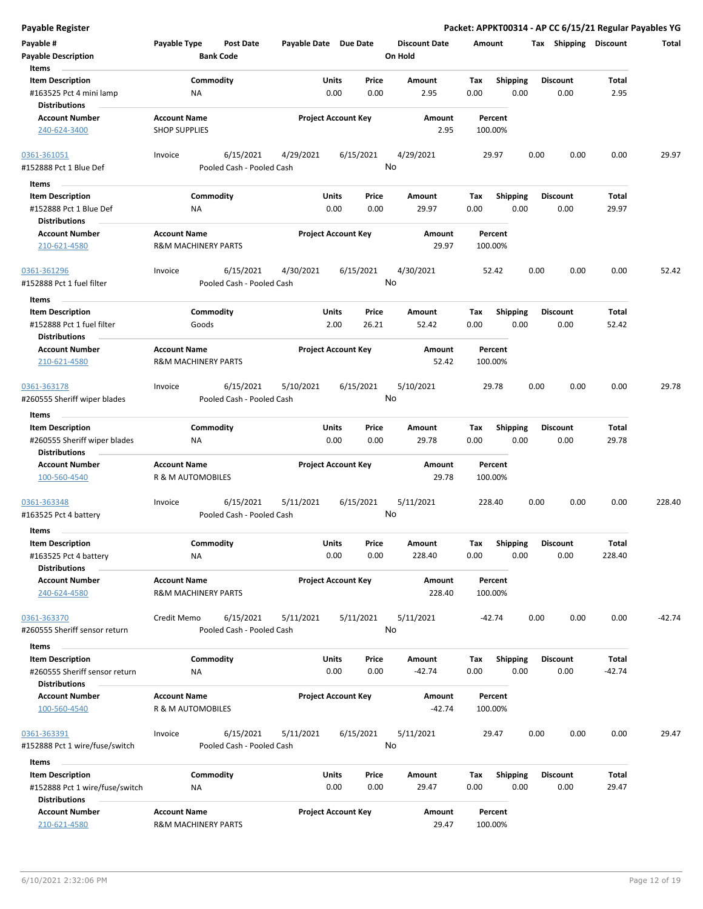## Payable Register

**Packet: APPKT00314 - AP CC 6/15/21 Regular Payables YG**

| Payable # | Payable Type | Post Date | Payable Date | Due Date | Discount Date | Amount | Tax | Shipping | Discount | Total |
|---|---|---|---|---|---|---|---|---|---|---|
| Payable Description | | Bank Code | | | On Hold | | | | | |

**Items**

| Item Description | Commodity | Units | Price | Amount | Tax | Shipping | Discount | Total |
|---|---|---|---|---|---|---|---|---|
| #163525 Pct 4 mini lamp | NA | 0.00 | 0.00 | 2.95 | 0.00 | 0.00 | 0.00 | 2.95 |

**Distributions**

| Account Number | Account Name | Project Account Key | Amount | Percent |
|---|---|---|---|---|
| 240-624-3400 | SHOP SUPPLIES | | 2.95 | 100.00% |

---

| Payable # | Payable Type | Post Date | Payable Date | Due Date | Discount Date | Amount | Tax | Shipping | Discount | Total |
|---|---|---|---|---|---|---|---|---|---|---|
| 0361-361051 | Invoice | 6/15/2021 | 4/29/2021 | 6/15/2021 | 4/29/2021 | 29.97 | 0.00 | 0.00 | 0.00 | 29.97 |
| #152888 Pct 1 Blue Def | | Pooled Cash - Pooled Cash | | | No | | | | | |

**Items**

| Item Description | Commodity | Units | Price | Amount | Tax | Shipping | Discount | Total |
|---|---|---|---|---|---|---|---|---|
| #152888 Pct 1 Blue Def | NA | 0.00 | 0.00 | 29.97 | 0.00 | 0.00 | 0.00 | 29.97 |

**Distributions**

| Account Number | Account Name | Project Account Key | Amount | Percent |
|---|---|---|---|---|
| 210-621-4580 | R&M MACHINERY PARTS | | 29.97 | 100.00% |

---

| Payable # | Payable Type | Post Date | Payable Date | Due Date | Discount Date | Amount | Tax | Shipping | Discount | Total |
|---|---|---|---|---|---|---|---|---|---|---|
| 0361-361296 | Invoice | 6/15/2021 | 4/30/2021 | 6/15/2021 | 4/30/2021 | 52.42 | 0.00 | 0.00 | 0.00 | 52.42 |
| #152888 Pct 1 fuel filter | | Pooled Cash - Pooled Cash | | | No | | | | | |

**Items**

| Item Description | Commodity | Units | Price | Amount | Tax | Shipping | Discount | Total |
|---|---|---|---|---|---|---|---|---|
| #152888 Pct 1 fuel filter | Goods | 2.00 | 26.21 | 52.42 | 0.00 | 0.00 | 0.00 | 52.42 |

**Distributions**

| Account Number | Account Name | Project Account Key | Amount | Percent |
|---|---|---|---|---|
| 210-621-4580 | R&M MACHINERY PARTS | | 52.42 | 100.00% |

---

| Payable # | Payable Type | Post Date | Payable Date | Due Date | Discount Date | Amount | Tax | Shipping | Discount | Total |
|---|---|---|---|---|---|---|---|---|---|---|
| 0361-363178 | Invoice | 6/15/2021 | 5/10/2021 | 6/15/2021 | 5/10/2021 | 29.78 | 0.00 | 0.00 | 0.00 | 29.78 |
| #260555 Sheriff wiper blades | | Pooled Cash - Pooled Cash | | | No | | | | | |

**Items**

| Item Description | Commodity | Units | Price | Amount | Tax | Shipping | Discount | Total |
|---|---|---|---|---|---|---|---|---|
| #260555 Sheriff wiper blades | NA | 0.00 | 0.00 | 29.78 | 0.00 | 0.00 | 0.00 | 29.78 |

**Distributions**

| Account Number | Account Name | Project Account Key | Amount | Percent |
|---|---|---|---|---|
| 100-560-4540 | R & M AUTOMOBILES | | 29.78 | 100.00% |

---

| Payable # | Payable Type | Post Date | Payable Date | Due Date | Discount Date | Amount | Tax | Shipping | Discount | Total |
|---|---|---|---|---|---|---|---|---|---|---|
| 0361-363348 | Invoice | 6/15/2021 | 5/11/2021 | 6/15/2021 | 5/11/2021 | 228.40 | 0.00 | 0.00 | 0.00 | 228.40 |
| #163525 Pct 4 battery | | Pooled Cash - Pooled Cash | | | No | | | | | |

**Items**

| Item Description | Commodity | Units | Price | Amount | Tax | Shipping | Discount | Total |
|---|---|---|---|---|---|---|---|---|
| #163525 Pct 4 battery | NA | 0.00 | 0.00 | 228.40 | 0.00 | 0.00 | 0.00 | 228.40 |

**Distributions**

| Account Number | Account Name | Project Account Key | Amount | Percent |
|---|---|---|---|---|
| 240-624-4580 | R&M MACHINERY PARTS | | 228.40 | 100.00% |

---

| Payable # | Payable Type | Post Date | Payable Date | Due Date | Discount Date | Amount | Tax | Shipping | Discount | Total |
|---|---|---|---|---|---|---|---|---|---|---|
| 0361-363370 | Credit Memo | 6/15/2021 | 5/11/2021 | 5/11/2021 | 5/11/2021 | -42.74 | 0.00 | 0.00 | 0.00 | -42.74 |
| #260555 Sheriff sensor return | | Pooled Cash - Pooled Cash | | | No | | | | | |

**Items**

| Item Description | Commodity | Units | Price | Amount | Tax | Shipping | Discount | Total |
|---|---|---|---|---|---|---|---|---|
| #260555 Sheriff sensor return | NA | 0.00 | 0.00 | -42.74 | 0.00 | 0.00 | 0.00 | -42.74 |

**Distributions**

| Account Number | Account Name | Project Account Key | Amount | Percent |
|---|---|---|---|---|
| 100-560-4540 | R & M AUTOMOBILES | | -42.74 | 100.00% |

---

| Payable # | Payable Type | Post Date | Payable Date | Due Date | Discount Date | Amount | Tax | Shipping | Discount | Total |
|---|---|---|---|---|---|---|---|---|---|---|
| 0361-363391 | Invoice | 6/15/2021 | 5/11/2021 | 6/15/2021 | 5/11/2021 | 29.47 | 0.00 | 0.00 | 0.00 | 29.47 |
| #152888 Pct 1 wire/fuse/switch | | Pooled Cash - Pooled Cash | | | No | | | | | |

**Items**

| Item Description | Commodity | Units | Price | Amount | Tax | Shipping | Discount | Total |
|---|---|---|---|---|---|---|---|---|
| #152888 Pct 1 wire/fuse/switch | NA | 0.00 | 0.00 | 29.47 | 0.00 | 0.00 | 0.00 | 29.47 |

**Distributions**

| Account Number | Account Name | Project Account Key | Amount | Percent |
|---|---|---|---|---|
| 210-621-4580 | R&M MACHINERY PARTS | | 29.47 | 100.00% |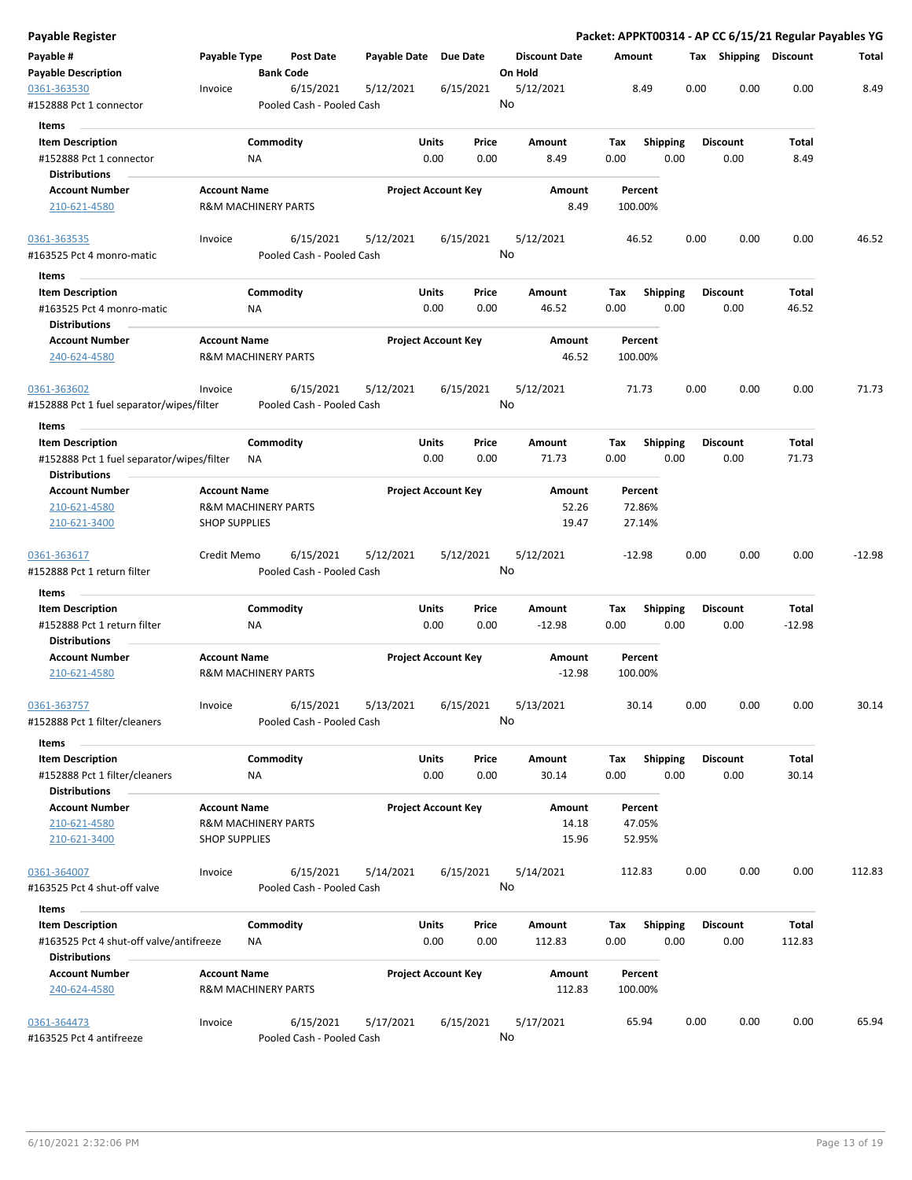**Payable Register**

**Packet: APPKT00314 - AP CC 6/15/21 Regular Payables YG**

| Payable # | Payable Type | Post Date | Payable Date | Due Date | Discount Date | Amount | Tax | Shipping | Discount | Total |
|---|---|---|---|---|---|---|---|---|---|---|
| **Payable Description** | | **Bank Code** | | | **On Hold** | | | | | |

**0361-363530** | Invoice | 6/15/2021 | 5/12/2021 | 6/15/2021 | 5/12/2021 | 8.49 | 0.00 | 0.00 | 0.00 | 8.49

#152888 Pct 1 connector | Pooled Cash - Pooled Cash | On Hold: No

**Items**

| Item Description | Commodity | Units | Price | Amount | Tax | Shipping | Discount | Total |
|---|---|---|---|---|---|---|---|---|
| #152888 Pct 1 connector | NA | 0.00 | 0.00 | 8.49 | 0.00 | 0.00 | 0.00 | 8.49 |

**Distributions**

| Account Number | Account Name | Project Account Key | Amount | Percent |
|---|---|---|---|---|
| 210-621-4580 | R&M MACHINERY PARTS | | 8.49 | 100.00% |

**0361-363535** | Invoice | 6/15/2021 | 5/12/2021 | 6/15/2021 | 5/12/2021 | 46.52 | 0.00 | 0.00 | 0.00 | 46.52

#163525 Pct 4 monro-matic | Pooled Cash - Pooled Cash | On Hold: No

**Items**

| Item Description | Commodity | Units | Price | Amount | Tax | Shipping | Discount | Total |
|---|---|---|---|---|---|---|---|---|
| #163525 Pct 4 monro-matic | NA | 0.00 | 0.00 | 46.52 | 0.00 | 0.00 | 0.00 | 46.52 |

**Distributions**

| Account Number | Account Name | Project Account Key | Amount | Percent |
|---|---|---|---|---|
| 240-624-4580 | R&M MACHINERY PARTS | | 46.52 | 100.00% |

**0361-363602** | Invoice | 6/15/2021 | 5/12/2021 | 6/15/2021 | 5/12/2021 | 71.73 | 0.00 | 0.00 | 0.00 | 71.73

#152888 Pct 1 fuel separator/wipes/filter | Pooled Cash - Pooled Cash | On Hold: No

**Items**

| Item Description | Commodity | Units | Price | Amount | Tax | Shipping | Discount | Total |
|---|---|---|---|---|---|---|---|---|
| #152888 Pct 1 fuel separator/wipes/filter | NA | 0.00 | 0.00 | 71.73 | 0.00 | 0.00 | 0.00 | 71.73 |

**Distributions**

| Account Number | Account Name | Project Account Key | Amount | Percent |
|---|---|---|---|---|
| 210-621-4580 | R&M MACHINERY PARTS | | 52.26 | 72.86% |
| 210-621-3400 | SHOP SUPPLIES | | 19.47 | 27.14% |

**0361-363617** | Credit Memo | 6/15/2021 | 5/12/2021 | 5/12/2021 | 5/12/2021 | -12.98 | 0.00 | 0.00 | 0.00 | -12.98

#152888 Pct 1 return filter | Pooled Cash - Pooled Cash | On Hold: No

**Items**

| Item Description | Commodity | Units | Price | Amount | Tax | Shipping | Discount | Total |
|---|---|---|---|---|---|---|---|---|
| #152888 Pct 1 return filter | NA | 0.00 | 0.00 | -12.98 | 0.00 | 0.00 | 0.00 | -12.98 |

**Distributions**

| Account Number | Account Name | Project Account Key | Amount | Percent |
|---|---|---|---|---|
| 210-621-4580 | R&M MACHINERY PARTS | | -12.98 | 100.00% |

**0361-363757** | Invoice | 6/15/2021 | 5/13/2021 | 6/15/2021 | 5/13/2021 | 30.14 | 0.00 | 0.00 | 0.00 | 30.14

#152888 Pct 1 filter/cleaners | Pooled Cash - Pooled Cash | On Hold: No

**Items**

| Item Description | Commodity | Units | Price | Amount | Tax | Shipping | Discount | Total |
|---|---|---|---|---|---|---|---|---|
| #152888 Pct 1 filter/cleaners | NA | 0.00 | 0.00 | 30.14 | 0.00 | 0.00 | 0.00 | 30.14 |

**Distributions**

| Account Number | Account Name | Project Account Key | Amount | Percent |
|---|---|---|---|---|
| 210-621-4580 | R&M MACHINERY PARTS | | 14.18 | 47.05% |
| 210-621-3400 | SHOP SUPPLIES | | 15.96 | 52.95% |

**0361-364007** | Invoice | 6/15/2021 | 5/14/2021 | 6/15/2021 | 5/14/2021 | 112.83 | 0.00 | 0.00 | 0.00 | 112.83

#163525 Pct 4 shut-off valve | Pooled Cash - Pooled Cash | On Hold: No

**Items**

| Item Description | Commodity | Units | Price | Amount | Tax | Shipping | Discount | Total |
|---|---|---|---|---|---|---|---|---|
| #163525 Pct 4 shut-off valve/antifreeze | NA | 0.00 | 0.00 | 112.83 | 0.00 | 0.00 | 0.00 | 112.83 |

**Distributions**

| Account Number | Account Name | Project Account Key | Amount | Percent |
|---|---|---|---|---|
| 240-624-4580 | R&M MACHINERY PARTS | | 112.83 | 100.00% |

**0361-364473** | Invoice | 6/15/2021 | 5/17/2021 | 6/15/2021 | 5/17/2021 | 65.94 | 0.00 | 0.00 | 0.00 | 65.94

#163525 Pct 4 antifreeze | Pooled Cash - Pooled Cash | On Hold: No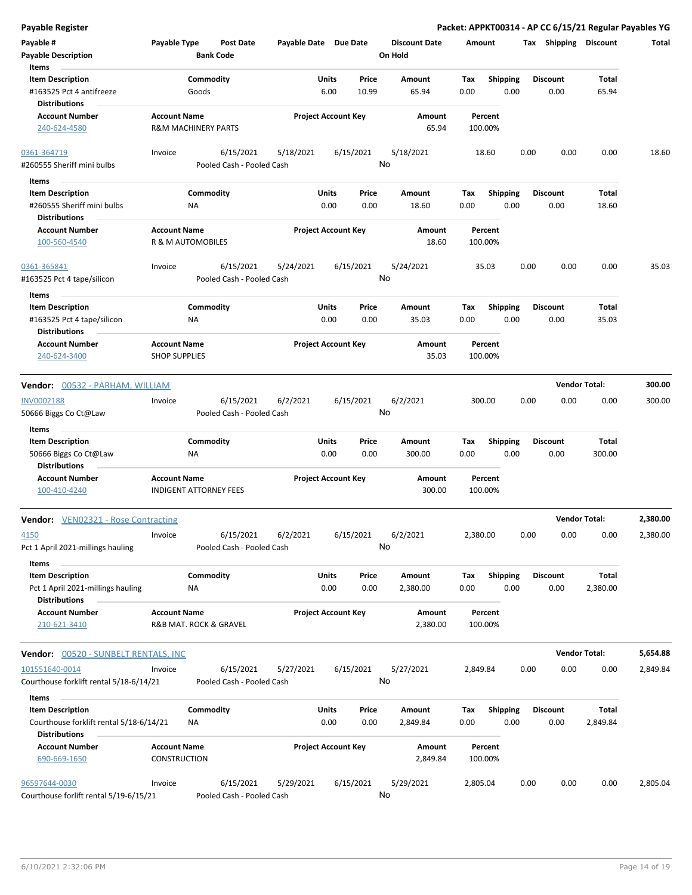**Payable Register** — Packet: APPKT00314 - AP CC 6/15/21 Regular Payables YG

| Payable # / Payable Description | Payable Type | Post Date / Bank Code | Payable Date | Due Date | Discount Date / On Hold | Amount | Tax | Shipping | Discount | Total |
|---|---|---|---|---|---|---|---|---|---|---|

**Items**

| Item Description | Commodity | Units | Price | Amount | Tax | Shipping | Discount | Total |
|---|---|---|---|---|---|---|---|---|
| #163525 Pct 4 antifreeze | Goods | 6.00 | 10.99 | 65.94 | 0.00 | 0.00 | 0.00 | 65.94 |

**Distributions**

| Account Number | Account Name | Project Account Key | Amount | Percent |
|---|---|---|---|---|
| 240-624-4580 | R&M MACHINERY PARTS | | 65.94 | 100.00% |

| Payable # | Payable Type | Post Date | Payable Date | Due Date | Discount Date | Amount | Tax | Shipping | Discount | Total |
|---|---|---|---|---|---|---|---|---|---|---|
| 0361-364719 | Invoice | 6/15/2021 | 5/18/2021 | 6/15/2021 | 5/18/2021 | 18.60 | 0.00 | 0.00 | 0.00 | 18.60 |
| #260555 Sheriff mini bulbs | | Pooled Cash - Pooled Cash | | | No | | | | | |

**Items**

| Item Description | Commodity | Units | Price | Amount | Tax | Shipping | Discount | Total |
|---|---|---|---|---|---|---|---|---|
| #260555 Sheriff mini bulbs | NA | 0.00 | 0.00 | 18.60 | 0.00 | 0.00 | 0.00 | 18.60 |

**Distributions**

| Account Number | Account Name | Project Account Key | Amount | Percent |
|---|---|---|---|---|
| 100-560-4540 | R & M AUTOMOBILES | | 18.60 | 100.00% |

| Payable # | Payable Type | Post Date | Payable Date | Due Date | Discount Date | Amount | Tax | Shipping | Discount | Total |
|---|---|---|---|---|---|---|---|---|---|---|
| 0361-365841 | Invoice | 6/15/2021 | 5/24/2021 | 6/15/2021 | 5/24/2021 | 35.03 | 0.00 | 0.00 | 0.00 | 35.03 |
| #163525 Pct 4 tape/silicon | | Pooled Cash - Pooled Cash | | | No | | | | | |

**Items**

| Item Description | Commodity | Units | Price | Amount | Tax | Shipping | Discount | Total |
|---|---|---|---|---|---|---|---|---|
| #163525 Pct 4 tape/silicon | NA | 0.00 | 0.00 | 35.03 | 0.00 | 0.00 | 0.00 | 35.03 |

**Distributions**

| Account Number | Account Name | Project Account Key | Amount | Percent |
|---|---|---|---|---|
| 240-624-3400 | SHOP SUPPLIES | | 35.03 | 100.00% |

**Vendor: 00532 - PARHAM, WILLIAM** — Vendor Total: **300.00**

| Payable # | Payable Type | Post Date | Payable Date | Due Date | Discount Date | Amount | Tax | Shipping | Discount | Total |
|---|---|---|---|---|---|---|---|---|---|---|
| INV0002188 | Invoice | 6/15/2021 | 6/2/2021 | 6/15/2021 | 6/2/2021 | 300.00 | 0.00 | 0.00 | 0.00 | 300.00 |
| 50666 Biggs Co Ct@Law | | Pooled Cash - Pooled Cash | | | No | | | | | |

**Items**

| Item Description | Commodity | Units | Price | Amount | Tax | Shipping | Discount | Total |
|---|---|---|---|---|---|---|---|---|
| 50666 Biggs Co Ct@Law | NA | 0.00 | 0.00 | 300.00 | 0.00 | 0.00 | 0.00 | 300.00 |

**Distributions**

| Account Number | Account Name | Project Account Key | Amount | Percent |
|---|---|---|---|---|
| 100-410-4240 | INDIGENT ATTORNEY FEES | | 300.00 | 100.00% |

**Vendor: VEN02321 - Rose Contracting** — Vendor Total: **2,380.00**

| Payable # | Payable Type | Post Date | Payable Date | Due Date | Discount Date | Amount | Tax | Shipping | Discount | Total |
|---|---|---|---|---|---|---|---|---|---|---|
| 4150 | Invoice | 6/15/2021 | 6/2/2021 | 6/15/2021 | 6/2/2021 | 2,380.00 | 0.00 | 0.00 | 0.00 | 2,380.00 |
| Pct 1 April 2021-millings hauling | | Pooled Cash - Pooled Cash | | | No | | | | | |

**Items**

| Item Description | Commodity | Units | Price | Amount | Tax | Shipping | Discount | Total |
|---|---|---|---|---|---|---|---|---|
| Pct 1 April 2021-millings hauling | NA | 0.00 | 0.00 | 2,380.00 | 0.00 | 0.00 | 0.00 | 2,380.00 |

**Distributions**

| Account Number | Account Name | Project Account Key | Amount | Percent |
|---|---|---|---|---|
| 210-621-3410 | R&B MAT. ROCK & GRAVEL | | 2,380.00 | 100.00% |

**Vendor: 00520 - SUNBELT RENTALS, INC** — Vendor Total: **5,654.88**

| Payable # | Payable Type | Post Date | Payable Date | Due Date | Discount Date | Amount | Tax | Shipping | Discount | Total |
|---|---|---|---|---|---|---|---|---|---|---|
| 101551640-0014 | Invoice | 6/15/2021 | 5/27/2021 | 6/15/2021 | 5/27/2021 | 2,849.84 | 0.00 | 0.00 | 0.00 | 2,849.84 |
| Courthouse forklift rental 5/18-6/14/21 | | Pooled Cash - Pooled Cash | | | No | | | | | |

**Items**

| Item Description | Commodity | Units | Price | Amount | Tax | Shipping | Discount | Total |
|---|---|---|---|---|---|---|---|---|
| Courthouse forklift rental 5/18-6/14/21 | NA | 0.00 | 0.00 | 2,849.84 | 0.00 | 0.00 | 0.00 | 2,849.84 |

**Distributions**

| Account Number | Account Name | Project Account Key | Amount | Percent |
|---|---|---|---|---|
| 690-669-1650 | CONSTRUCTION | | 2,849.84 | 100.00% |

| Payable # | Payable Type | Post Date | Payable Date | Due Date | Discount Date | Amount | Tax | Shipping | Discount | Total |
|---|---|---|---|---|---|---|---|---|---|---|
| 96597644-0030 | Invoice | 6/15/2021 | 5/29/2021 | 6/15/2021 | 5/29/2021 | 2,805.04 | 0.00 | 0.00 | 0.00 | 2,805.04 |
| Courthouse forlift rental 5/19-6/15/21 | | Pooled Cash - Pooled Cash | | | No | | | | | |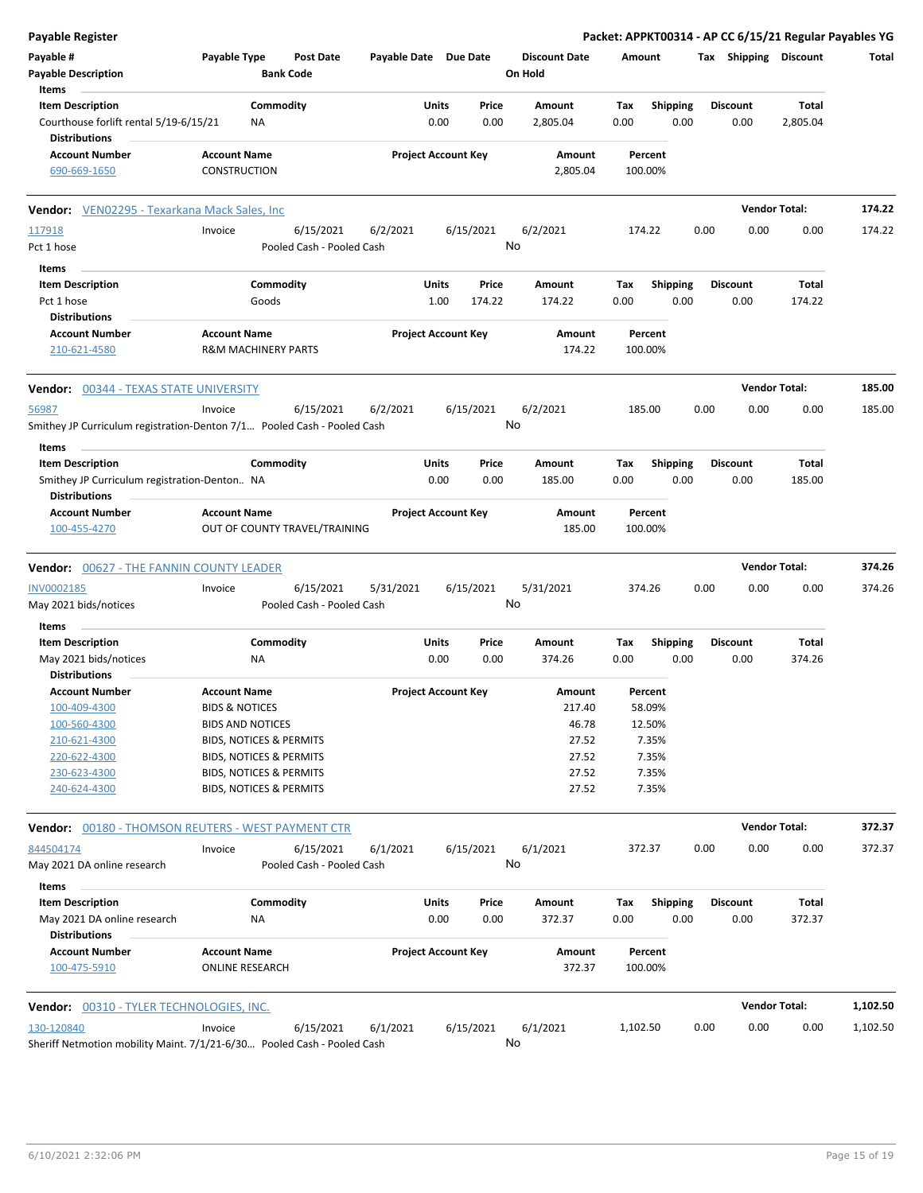**Payable Register**

**Packet: APPKT00314 - AP CC 6/15/21 Regular Payables YG**

| Payable # | Payable Type | Post Date | Payable Date | Due Date | Discount Date | Amount | Tax | Shipping | Discount | Total |
|---|---|---|---|---|---|---|---|---|---|---|
| Payable Description | | Bank Code | | | On Hold | | | | | |

**Items**

| Item Description | Commodity | Units | Price | Amount | Tax | Shipping | Discount | Total |
|---|---|---|---|---|---|---|---|---|
| Courthouse forlift rental 5/19-6/15/21 | NA | 0.00 | 0.00 | 2,805.04 | 0.00 | 0.00 | 0.00 | 2,805.04 |

**Distributions**

| Account Number | Account Name | Project Account Key | Amount | Percent |
|---|---|---|---|---|
| 690-669-1650 | CONSTRUCTION | | 2,805.04 | 100.00% |

**Vendor:** VEN02295 - Texarkana Mack Sales, Inc — **Vendor Total:** 174.22

| Payable # | Payable Type | Post Date | Payable Date | Due Date | Discount Date | Amount | Tax | Shipping | Discount | Total |
|---|---|---|---|---|---|---|---|---|---|---|
| 117918 | Invoice | 6/15/2021 | 6/2/2021 | 6/15/2021 | 6/2/2021 | 174.22 | 0.00 | 0.00 | 0.00 | 174.22 |
| Pct 1 hose | | Pooled Cash - Pooled Cash | | | No | | | | | |

**Items**

| Item Description | Commodity | Units | Price | Amount | Tax | Shipping | Discount | Total |
|---|---|---|---|---|---|---|---|---|
| Pct 1 hose | Goods | 1.00 | 174.22 | 174.22 | 0.00 | 0.00 | 0.00 | 174.22 |

**Distributions**

| Account Number | Account Name | Project Account Key | Amount | Percent |
|---|---|---|---|---|
| 210-621-4580 | R&M MACHINERY PARTS | | 174.22 | 100.00% |

**Vendor:** 00344 - TEXAS STATE UNIVERSITY — **Vendor Total:** 185.00

| Payable # | Payable Type | Post Date | Payable Date | Due Date | Discount Date | Amount | Tax | Shipping | Discount | Total |
|---|---|---|---|---|---|---|---|---|---|---|
| 56987 | Invoice | 6/15/2021 | 6/2/2021 | 6/15/2021 | 6/2/2021 | 185.00 | 0.00 | 0.00 | 0.00 | 185.00 |
| Smithey JP Curriculum registration-Denton 7/1... | | Pooled Cash - Pooled Cash | | | No | | | | | |

**Items**

| Item Description | Commodity | Units | Price | Amount | Tax | Shipping | Discount | Total |
|---|---|---|---|---|---|---|---|---|
| Smithey JP Curriculum registration-Denton.. | NA | 0.00 | 0.00 | 185.00 | 0.00 | 0.00 | 0.00 | 185.00 |

**Distributions**

| Account Number | Account Name | Project Account Key | Amount | Percent |
|---|---|---|---|---|
| 100-455-4270 | OUT OF COUNTY TRAVEL/TRAINING | | 185.00 | 100.00% |

**Vendor:** 00627 - THE FANNIN COUNTY LEADER — **Vendor Total:** 374.26

| Payable # | Payable Type | Post Date | Payable Date | Due Date | Discount Date | Amount | Tax | Shipping | Discount | Total |
|---|---|---|---|---|---|---|---|---|---|---|
| INV0002185 | Invoice | 6/15/2021 | 5/31/2021 | 6/15/2021 | 5/31/2021 | 374.26 | 0.00 | 0.00 | 0.00 | 374.26 |
| May 2021 bids/notices | | Pooled Cash - Pooled Cash | | | No | | | | | |

**Items**

| Item Description | Commodity | Units | Price | Amount | Tax | Shipping | Discount | Total |
|---|---|---|---|---|---|---|---|---|
| May 2021 bids/notices | NA | 0.00 | 0.00 | 374.26 | 0.00 | 0.00 | 0.00 | 374.26 |

**Distributions**

| Account Number | Account Name | Project Account Key | Amount | Percent |
|---|---|---|---|---|
| 100-409-4300 | BIDS & NOTICES | | 217.40 | 58.09% |
| 100-560-4300 | BIDS AND NOTICES | | 46.78 | 12.50% |
| 210-621-4300 | BIDS, NOTICES & PERMITS | | 27.52 | 7.35% |
| 220-622-4300 | BIDS, NOTICES & PERMITS | | 27.52 | 7.35% |
| 230-623-4300 | BIDS, NOTICES & PERMITS | | 27.52 | 7.35% |
| 240-624-4300 | BIDS, NOTICES & PERMITS | | 27.52 | 7.35% |

**Vendor:** 00180 - THOMSON REUTERS - WEST PAYMENT CTR — **Vendor Total:** 372.37

| Payable # | Payable Type | Post Date | Payable Date | Due Date | Discount Date | Amount | Tax | Shipping | Discount | Total |
|---|---|---|---|---|---|---|---|---|---|---|
| 844504174 | Invoice | 6/15/2021 | 6/1/2021 | 6/15/2021 | 6/1/2021 | 372.37 | 0.00 | 0.00 | 0.00 | 372.37 |
| May 2021 DA online research | | Pooled Cash - Pooled Cash | | | No | | | | | |

**Items**

| Item Description | Commodity | Units | Price | Amount | Tax | Shipping | Discount | Total |
|---|---|---|---|---|---|---|---|---|
| May 2021 DA online research | NA | 0.00 | 0.00 | 372.37 | 0.00 | 0.00 | 0.00 | 372.37 |

**Distributions**

| Account Number | Account Name | Project Account Key | Amount | Percent |
|---|---|---|---|---|
| 100-475-5910 | ONLINE RESEARCH | | 372.37 | 100.00% |

**Vendor:** 00310 - TYLER TECHNOLOGIES, INC. — **Vendor Total:** 1,102.50

| Payable # | Payable Type | Post Date | Payable Date | Due Date | Discount Date | Amount | Tax | Shipping | Discount | Total |
|---|---|---|---|---|---|---|---|---|---|---|
| 130-120840 | Invoice | 6/15/2021 | 6/1/2021 | 6/15/2021 | 6/1/2021 | 1,102.50 | 0.00 | 0.00 | 0.00 | 1,102.50 |
| Sheriff Netmotion mobility Maint. 7/1/21-6/30... | | Pooled Cash - Pooled Cash | | | No | | | | | |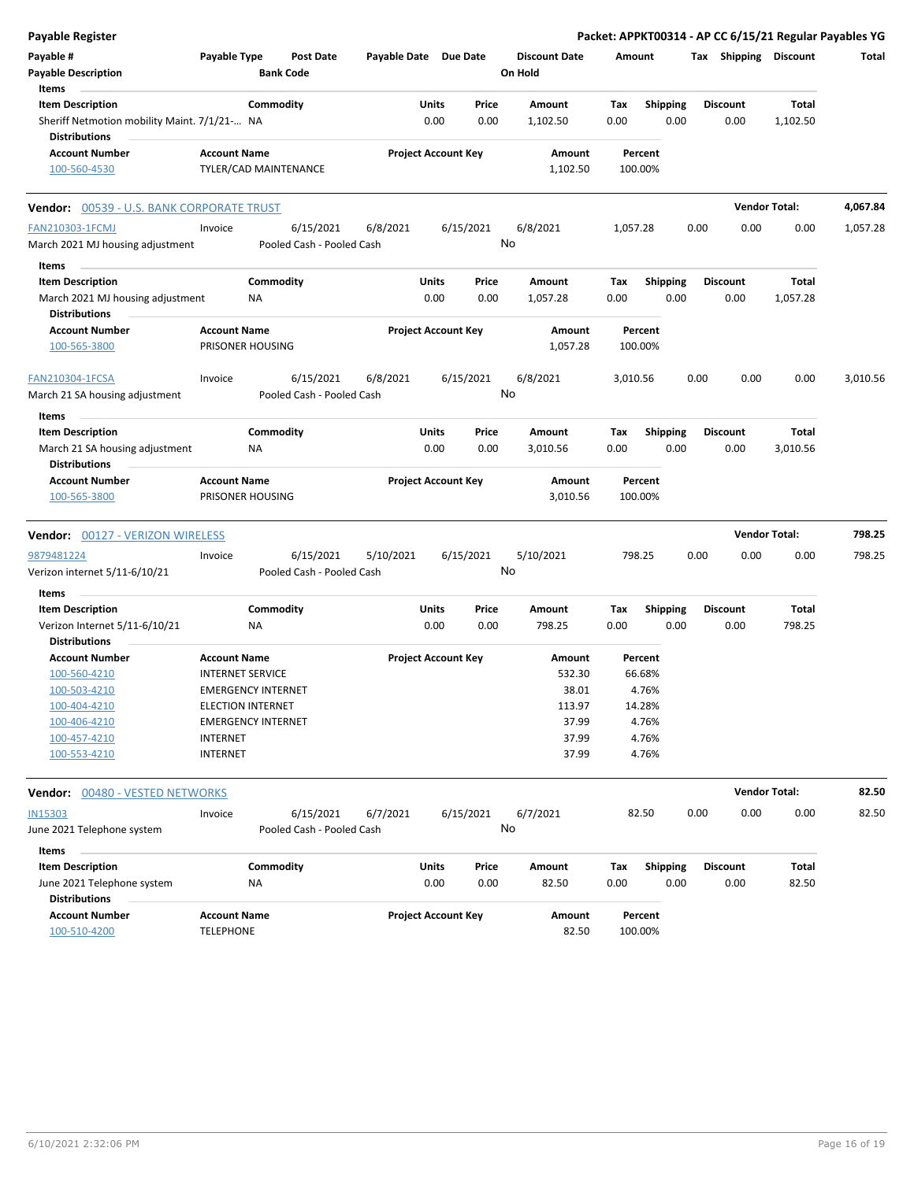# Payable Register

**Packet: APPKT00314 - AP CC 6/15/21 Regular Payables YG**

| Payable # | Payable Type | Post Date | Payable Date | Due Date | Discount Date | Amount | Tax | Shipping | Discount | Total |
|---|---|---|---|---|---|---|---|---|---|---|
| Payable Description | | Bank Code | | | On Hold | | | | | |

**Items**

| Item Description | Commodity | Units | Price | Amount | Tax | Shipping | Discount | Total |
|---|---|---|---|---|---|---|---|---|
| Sheriff Netmotion mobility Maint. 7/1/21-... | NA | 0.00 | 0.00 | 1,102.50 | 0.00 | 0.00 | 0.00 | 1,102.50 |

**Distributions**

| Account Number | Account Name | Project Account Key | Amount | Percent |
|---|---|---|---|---|
| 100-560-4530 | TYLER/CAD MAINTENANCE | | 1,102.50 | 100.00% |

---

## Vendor: 00539 - U.S. BANK CORPORATE TRUST

**Vendor Total: 4,067.84**

| Payable # | Payable Type | Post Date | Payable Date | Due Date | Discount Date | Amount | Tax | Shipping | Discount | Total |
|---|---|---|---|---|---|---|---|---|---|---|
| FAN210303-1FCMJ | Invoice | 6/15/2021 | 6/8/2021 | 6/15/2021 | 6/8/2021 | 1,057.28 | 0.00 | 0.00 | 0.00 | 1,057.28 |
| March 2021 MJ housing adjustment | | Pooled Cash - Pooled Cash | | | No | | | | | |

**Items**

| Item Description | Commodity | Units | Price | Amount | Tax | Shipping | Discount | Total |
|---|---|---|---|---|---|---|---|---|
| March 2021 MJ housing adjustment | NA | 0.00 | 0.00 | 1,057.28 | 0.00 | 0.00 | 0.00 | 1,057.28 |

**Distributions**

| Account Number | Account Name | Project Account Key | Amount | Percent |
|---|---|---|---|---|
| 100-565-3800 | PRISONER HOUSING | | 1,057.28 | 100.00% |

| Payable # | Payable Type | Post Date | Payable Date | Due Date | Discount Date | Amount | Tax | Shipping | Discount | Total |
|---|---|---|---|---|---|---|---|---|---|---|
| FAN210304-1FCSA | Invoice | 6/15/2021 | 6/8/2021 | 6/15/2021 | 6/8/2021 | 3,010.56 | 0.00 | 0.00 | 0.00 | 3,010.56 |
| March 21 SA housing adjustment | | Pooled Cash - Pooled Cash | | | No | | | | | |

**Items**

| Item Description | Commodity | Units | Price | Amount | Tax | Shipping | Discount | Total |
|---|---|---|---|---|---|---|---|---|
| March 21 SA housing adjustment | NA | 0.00 | 0.00 | 3,010.56 | 0.00 | 0.00 | 0.00 | 3,010.56 |

**Distributions**

| Account Number | Account Name | Project Account Key | Amount | Percent |
|---|---|---|---|---|
| 100-565-3800 | PRISONER HOUSING | | 3,010.56 | 100.00% |

---

## Vendor: 00127 - VERIZON WIRELESS

**Vendor Total: 798.25**

| Payable # | Payable Type | Post Date | Payable Date | Due Date | Discount Date | Amount | Tax | Shipping | Discount | Total |
|---|---|---|---|---|---|---|---|---|---|---|
| 9879481224 | Invoice | 6/15/2021 | 5/10/2021 | 6/15/2021 | 5/10/2021 | 798.25 | 0.00 | 0.00 | 0.00 | 798.25 |
| Verizon internet 5/11-6/10/21 | | Pooled Cash - Pooled Cash | | | No | | | | | |

**Items**

| Item Description | Commodity | Units | Price | Amount | Tax | Shipping | Discount | Total |
|---|---|---|---|---|---|---|---|---|
| Verizon Internet 5/11-6/10/21 | NA | 0.00 | 0.00 | 798.25 | 0.00 | 0.00 | 0.00 | 798.25 |

**Distributions**

| Account Number | Account Name | Project Account Key | Amount | Percent |
|---|---|---|---|---|
| 100-560-4210 | INTERNET SERVICE | | 532.30 | 66.68% |
| 100-503-4210 | EMERGENCY INTERNET | | 38.01 | 4.76% |
| 100-404-4210 | ELECTION INTERNET | | 113.97 | 14.28% |
| 100-406-4210 | EMERGENCY INTERNET | | 37.99 | 4.76% |
| 100-457-4210 | INTERNET | | 37.99 | 4.76% |
| 100-553-4210 | INTERNET | | 37.99 | 4.76% |

---

## Vendor: 00480 - VESTED NETWORKS

**Vendor Total: 82.50**

| Payable # | Payable Type | Post Date | Payable Date | Due Date | Discount Date | Amount | Tax | Shipping | Discount | Total |
|---|---|---|---|---|---|---|---|---|---|---|
| IN15303 | Invoice | 6/15/2021 | 6/7/2021 | 6/15/2021 | 6/7/2021 | 82.50 | 0.00 | 0.00 | 0.00 | 82.50 |
| June 2021 Telephone system | | Pooled Cash - Pooled Cash | | | No | | | | | |

**Items**

| Item Description | Commodity | Units | Price | Amount | Tax | Shipping | Discount | Total |
|---|---|---|---|---|---|---|---|---|
| June 2021 Telephone system | NA | 0.00 | 0.00 | 82.50 | 0.00 | 0.00 | 0.00 | 82.50 |

**Distributions**

| Account Number | Account Name | Project Account Key | Amount | Percent |
|---|---|---|---|---|
| 100-510-4200 | TELEPHONE | | 82.50 | 100.00% |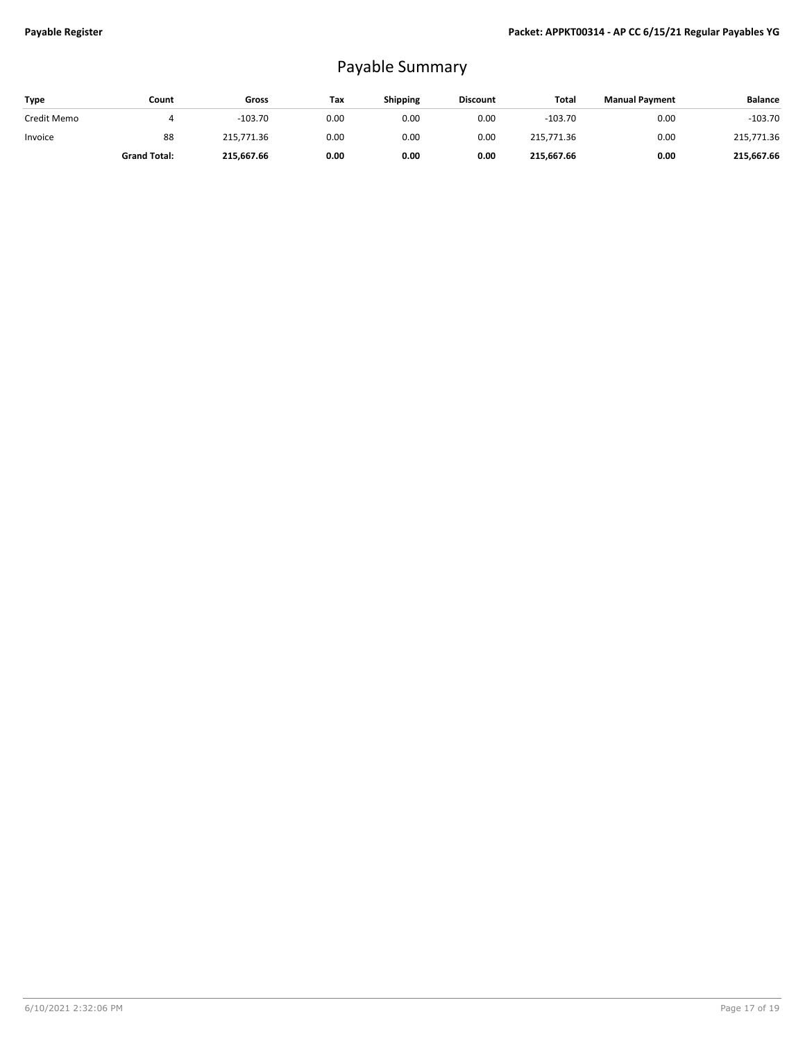# Payable Summary

| Type | Count | Gross | Tax | Shipping | Discount | Total | Manual Payment | Balance |
|---|---|---|---|---|---|---|---|---|
| Credit Memo | 4 | -103.70 | 0.00 | 0.00 | 0.00 | -103.70 | 0.00 | -103.70 |
| Invoice | 88 | 215,771.36 | 0.00 | 0.00 | 0.00 | 215,771.36 | 0.00 | 215,771.36 |
| | **Grand Total:** | **215,667.66** | **0.00** | **0.00** | **0.00** | **215,667.66** | **0.00** | **215,667.66** |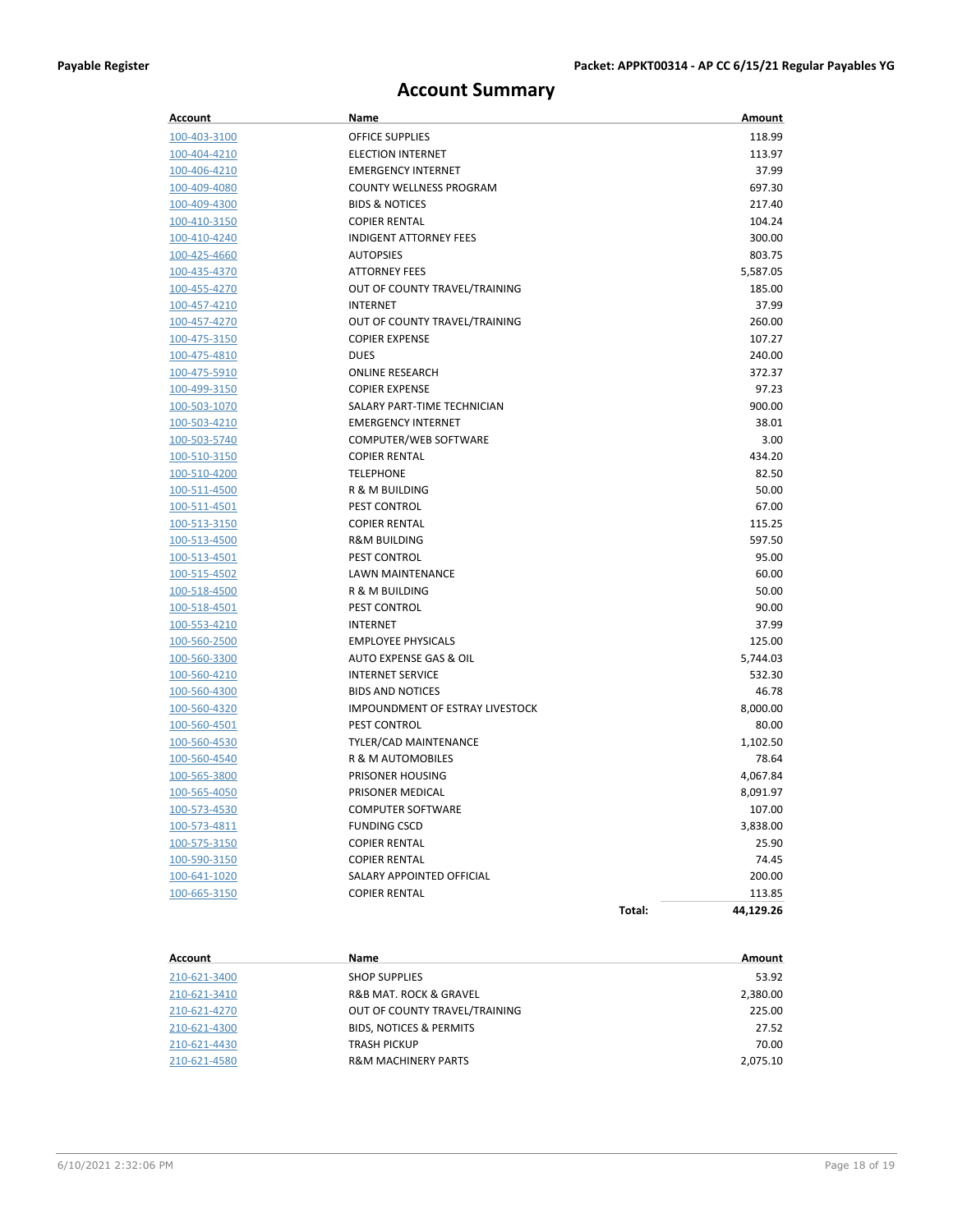**Payable Register** | **Packet: APPKT00314 - AP CC 6/15/21 Regular Payables YG**

# Account Summary

| Account | Name | Amount |
|---|---|---|
| 100-403-3100 | OFFICE SUPPLIES | 118.99 |
| 100-404-4210 | ELECTION INTERNET | 113.97 |
| 100-406-4210 | EMERGENCY INTERNET | 37.99 |
| 100-409-4080 | COUNTY WELLNESS PROGRAM | 697.30 |
| 100-409-4300 | BIDS & NOTICES | 217.40 |
| 100-410-3150 | COPIER RENTAL | 104.24 |
| 100-410-4240 | INDIGENT ATTORNEY FEES | 300.00 |
| 100-425-4660 | AUTOPSIES | 803.75 |
| 100-435-4370 | ATTORNEY FEES | 5,587.05 |
| 100-455-4270 | OUT OF COUNTY TRAVEL/TRAINING | 185.00 |
| 100-457-4210 | INTERNET | 37.99 |
| 100-457-4270 | OUT OF COUNTY TRAVEL/TRAINING | 260.00 |
| 100-475-3150 | COPIER EXPENSE | 107.27 |
| 100-475-4810 | DUES | 240.00 |
| 100-475-5910 | ONLINE RESEARCH | 372.37 |
| 100-499-3150 | COPIER EXPENSE | 97.23 |
| 100-503-1070 | SALARY PART-TIME TECHNICIAN | 900.00 |
| 100-503-4210 | EMERGENCY INTERNET | 38.01 |
| 100-503-5740 | COMPUTER/WEB SOFTWARE | 3.00 |
| 100-510-3150 | COPIER RENTAL | 434.20 |
| 100-510-4200 | TELEPHONE | 82.50 |
| 100-511-4500 | R & M BUILDING | 50.00 |
| 100-511-4501 | PEST CONTROL | 67.00 |
| 100-513-3150 | COPIER RENTAL | 115.25 |
| 100-513-4500 | R&M BUILDING | 597.50 |
| 100-513-4501 | PEST CONTROL | 95.00 |
| 100-515-4502 | LAWN MAINTENANCE | 60.00 |
| 100-518-4500 | R & M BUILDING | 50.00 |
| 100-518-4501 | PEST CONTROL | 90.00 |
| 100-553-4210 | INTERNET | 37.99 |
| 100-560-2500 | EMPLOYEE PHYSICALS | 125.00 |
| 100-560-3300 | AUTO EXPENSE GAS & OIL | 5,744.03 |
| 100-560-4210 | INTERNET SERVICE | 532.30 |
| 100-560-4300 | BIDS AND NOTICES | 46.78 |
| 100-560-4320 | IMPOUNDMENT OF ESTRAY LIVESTOCK | 8,000.00 |
| 100-560-4501 | PEST CONTROL | 80.00 |
| 100-560-4530 | TYLER/CAD MAINTENANCE | 1,102.50 |
| 100-560-4540 | R & M AUTOMOBILES | 78.64 |
| 100-565-3800 | PRISONER HOUSING | 4,067.84 |
| 100-565-4050 | PRISONER MEDICAL | 8,091.97 |
| 100-573-4530 | COMPUTER SOFTWARE | 107.00 |
| 100-573-4811 | FUNDING CSCD | 3,838.00 |
| 100-575-3150 | COPIER RENTAL | 25.90 |
| 100-590-3150 | COPIER RENTAL | 74.45 |
| 100-641-1020 | SALARY APPOINTED OFFICIAL | 200.00 |
| 100-665-3150 | COPIER RENTAL | 113.85 |
| | **Total:** | **44,129.26** |

| Account | Name | Amount |
|---|---|---|
| 210-621-3400 | SHOP SUPPLIES | 53.92 |
| 210-621-3410 | R&B MAT. ROCK & GRAVEL | 2,380.00 |
| 210-621-4270 | OUT OF COUNTY TRAVEL/TRAINING | 225.00 |
| 210-621-4300 | BIDS, NOTICES & PERMITS | 27.52 |
| 210-621-4430 | TRASH PICKUP | 70.00 |
| 210-621-4580 | R&M MACHINERY PARTS | 2,075.10 |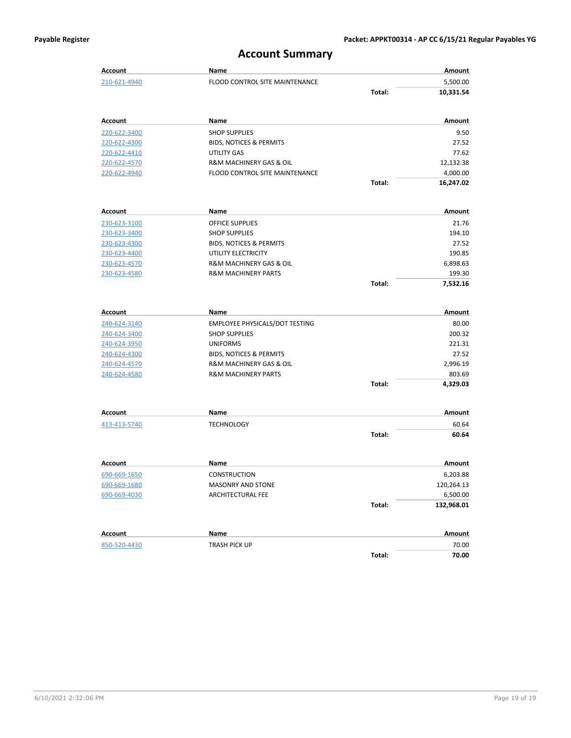# Account Summary

| Account | Name | | Amount |
|---|---|---|---|
| 210-621-4940 | FLOOD CONTROL SITE MAINTENANCE | | 5,500.00 |
| | | **Total:** | **10,331.54** |

| Account | Name | | Amount |
|---|---|---|---|
| 220-622-3400 | SHOP SUPPLIES | | 9.50 |
| 220-622-4300 | BIDS, NOTICES & PERMITS | | 27.52 |
| 220-622-4410 | UTILITY GAS | | 77.62 |
| 220-622-4570 | R&M MACHINERY GAS & OIL | | 12,132.38 |
| 220-622-4940 | FLOOD CONTROL SITE MAINTENANCE | | 4,000.00 |
| | | **Total:** | **16,247.02** |

| Account | Name | | Amount |
|---|---|---|---|
| 230-623-3100 | OFFICE SUPPLIES | | 21.76 |
| 230-623-3400 | SHOP SUPPLIES | | 194.10 |
| 230-623-4300 | BIDS, NOTICES & PERMITS | | 27.52 |
| 230-623-4400 | UTILITY ELECTRICITY | | 190.85 |
| 230-623-4570 | R&M MACHINERY GAS & OIL | | 6,898.63 |
| 230-623-4580 | R&M MACHINERY PARTS | | 199.30 |
| | | **Total:** | **7,532.16** |

| Account | Name | | Amount |
|---|---|---|---|
| 240-624-3140 | EMPLOYEE PHYSICALS/DOT TESTING | | 80.00 |
| 240-624-3400 | SHOP SUPPLIES | | 200.32 |
| 240-624-3950 | UNIFORMS | | 221.31 |
| 240-624-4300 | BIDS, NOTICES & PERMITS | | 27.52 |
| 240-624-4570 | R&M MACHINERY GAS & OIL | | 2,996.19 |
| 240-624-4580 | R&M MACHINERY PARTS | | 803.69 |
| | | **Total:** | **4,329.03** |

| Account | Name | | Amount |
|---|---|---|---|
| 413-413-5740 | TECHNOLOGY | | 60.64 |
| | | **Total:** | **60.64** |

| Account | Name | | Amount |
|---|---|---|---|
| 690-669-1650 | CONSTRUCTION | | 6,203.88 |
| 690-669-1680 | MASONRY AND STONE | | 120,264.13 |
| 690-669-4030 | ARCHITECTURAL FEE | | 6,500.00 |
| | | **Total:** | **132,968.01** |

| Account | Name | | Amount |
|---|---|---|---|
| 850-520-4430 | TRASH PICK UP | | 70.00 |
| | | **Total:** | **70.00** |